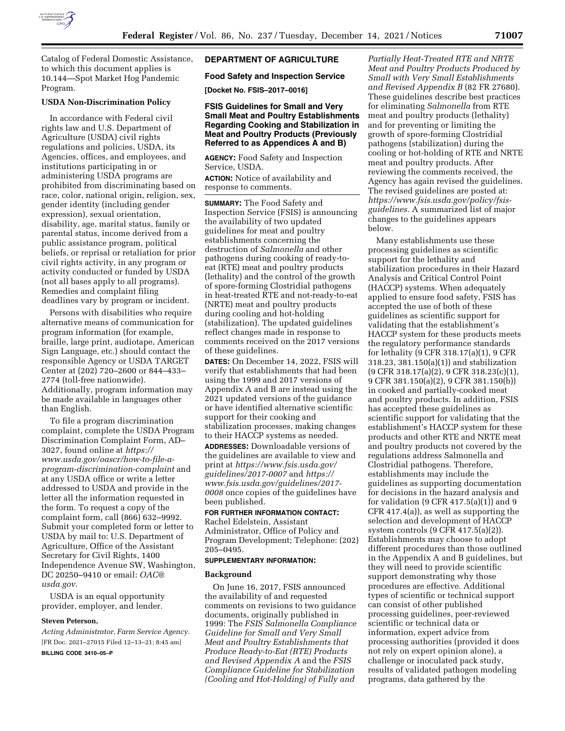Catalog of Federal Domestic Assistance, to which this document applies is 10.144—Spot Market Hog Pandemic Program.

**USDA Non-Discrimination Policy**

In accordance with Federal civil rights law and U.S. Department of Agriculture (USDA) civil rights regulations and policies, USDA, its Agencies, offices, and employees, and institutions participating in or administering USDA programs are prohibited from discriminating based on race, color, national origin, religion, sex, gender identity (including gender expression), sexual orientation, disability, age, marital status, family or parental status, income derived from a public assistance program, political beliefs, or reprisal or retaliation for prior civil rights activity, in any program or activity conducted or funded by USDA (not all bases apply to all programs). Remedies and complaint filing deadlines vary by program or incident.

Persons with disabilities who require alternative means of communication for program information (for example, braille, large print, audiotape, American Sign Language, etc.) should contact the responsible Agency or USDA TARGET Center at (202) 720–2600 or 844–433–2774 (toll-free nationwide). Additionally, program information may be made available in languages other than English.

To file a program discrimination complaint, complete the USDA Program Discrimination Complaint Form, AD–3027, found online at *https://www.usda.gov/oascr/how-to-file-a-program-discrimination-complaint* and at any USDA office or write a letter addressed to USDA and provide in the letter all the information requested in the form. To request a copy of the complaint form, call (866) 632–9992. Submit your completed form or letter to USDA by mail to: U.S. Department of Agriculture, Office of the Assistant Secretary for Civil Rights, 1400 Independence Avenue SW, Washington, DC 20250–9410 or email: *OAC@usda.gov.*

USDA is an equal opportunity provider, employer, and lender.

**Steven Peterson,**

*Acting Administrator, Farm Service Agency.*

[FR Doc. 2021–27015 Filed 12–13–21; 8:45 am]

**BILLING CODE 3410–05–P**

## DEPARTMENT OF AGRICULTURE

### Food Safety and Inspection Service

**[Docket No. FSIS–2017–0016]**

### FSIS Guidelines for Small and Very Small Meat and Poultry Establishments Regarding Cooking and Stabilization in Meat and Poultry Products (Previously Referred to as Appendices A and B)

**AGENCY:** Food Safety and Inspection Service, USDA.

**ACTION:** Notice of availability and response to comments.

**SUMMARY:** The Food Safety and Inspection Service (FSIS) is announcing the availability of two updated guidelines for meat and poultry establishments concerning the destruction of *Salmonella* and other pathogens during cooking of ready-to-eat (RTE) meat and poultry products (lethality) and the control of the growth of spore-forming Clostridial pathogens in heat-treated RTE and not-ready-to-eat (NRTE) meat and poultry products during cooling and hot-holding (stabilization). The updated guidelines reflect changes made in response to comments received on the 2017 versions of these guidelines.

**DATES:** On December 14, 2022, FSIS will verify that establishments that had been using the 1999 and 2017 versions of Appendix A and B are instead using the 2021 updated versions of the guidance or have identified alternative scientific support for their cooking and stabilization processes, making changes to their HACCP systems as needed.

**ADDRESSES:** Downloadable versions of the guidelines are available to view and print at *https://www.fsis.usda.gov/guidelines/2017-0007* and *https://www.fsis.usda.gov/guidelines/2017-0008* once copies of the guidelines have been published.

**FOR FURTHER INFORMATION CONTACT:** Rachel Edelstein, Assistant Administrator, Office of Policy and Program Development; Telephone: (202) 205–0495.

**SUPPLEMENTARY INFORMATION:**

**Background**

On June 16, 2017, FSIS announced the availability of and requested comments on revisions to two guidance documents, originally published in 1999: The *FSIS Salmonella Compliance Guideline for Small and Very Small Meat and Poultry Establishments that Produce Ready-to-Eat (RTE) Products and Revised Appendix A* and the *FSIS Compliance Guideline for Stabilization (Cooling and Hot-Holding) of Fully and Partially Heat-Treated RTE and NRTE Meat and Poultry Products Produced by Small with Very Small Establishments and Revised Appendix B* (82 FR 27680). These guidelines describe best practices for eliminating *Salmonella* from RTE meat and poultry products (lethality) and for preventing or limiting the growth of spore-forming Clostridial pathogens (stabilization) during the cooling or hot-holding of RTE and NRTE meat and poultry products. After reviewing the comments received, the Agency has again revised the guidelines. The revised guidelines are posted at: *https://www.fsis.usda.gov/policy/fsis-guidelines.* A summarized list of major changes to the guidelines appears below.

Many establishments use these processing guidelines as scientific support for the lethality and stabilization procedures in their Hazard Analysis and Critical Control Point (HACCP) systems. When adequately applied to ensure food safety, FSIS has accepted the use of both of these guidelines as scientific support for validating that the establishment's HACCP system for these products meets the regulatory performance standards for lethality (9 CFR 318.17(a)(1), 9 CFR 318.23, 381.150(a)(1)) and stabilization (9 CFR 318.17(a)(2), 9 CFR 318.23(c)(1), 9 CFR 381.150(a)(2), 9 CFR 381.150(b)) in cooked and partially-cooked meat and poultry products. In addition, FSIS has accepted these guidelines as scientific support for validating that the establishment's HACCP system for these products and other RTE and NRTE meat and poultry products not covered by the regulations address Salmonella and Clostridial pathogens. Therefore, establishments may include the guidelines as supporting documentation for decisions in the hazard analysis and for validation (9 CFR 417.5(a)(1)) and 9 CFR 417.4(a)), as well as supporting the selection and development of HACCP system controls (9 CFR 417.5(a)(2)). Establishments may choose to adopt different procedures than those outlined in the Appendix A and B guidelines, but they will need to provide scientific support demonstrating why those procedures are effective. Additional types of scientific or technical support can consist of other published processing guidelines, peer-reviewed scientific or technical data or information, expert advice from processing authorities (provided it does not rely on expert opinion alone), a challenge or inoculated pack study, results of validated pathogen modeling programs, data gathered by the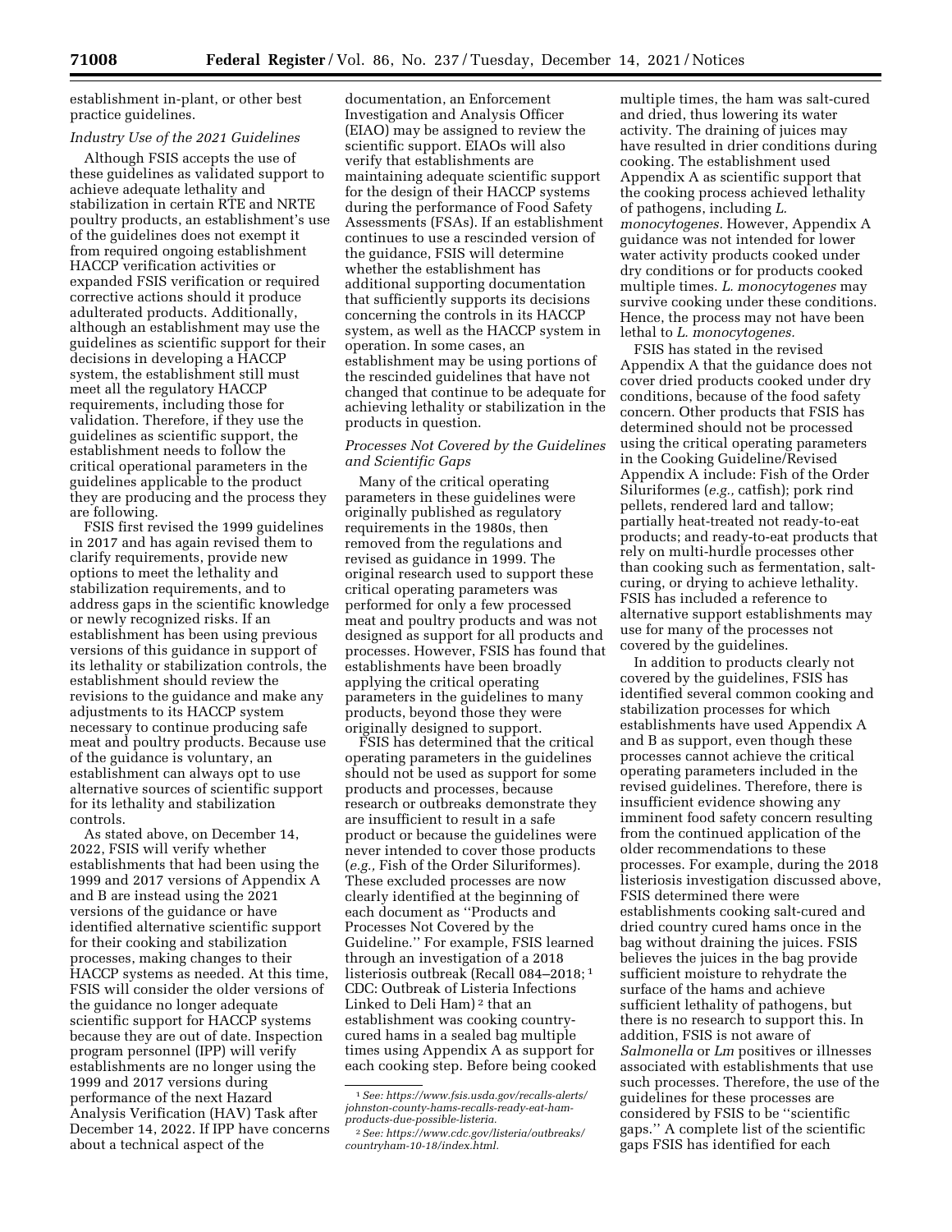establishment in-plant, or other best practice guidelines.

*Industry Use of the 2021 Guidelines*

Although FSIS accepts the use of these guidelines as validated support to achieve adequate lethality and stabilization in certain RTE and NRTE poultry products, an establishment's use of the guidelines does not exempt it from required ongoing establishment HACCP verification activities or expanded FSIS verification or required corrective actions should it produce adulterated products. Additionally, although an establishment may use the guidelines as scientific support for their decisions in developing a HACCP system, the establishment still must meet all the regulatory HACCP requirements, including those for validation. Therefore, if they use the guidelines as scientific support, the establishment needs to follow the critical operational parameters in the guidelines applicable to the product they are producing and the process they are following.

FSIS first revised the 1999 guidelines in 2017 and has again revised them to clarify requirements, provide new options to meet the lethality and stabilization requirements, and to address gaps in the scientific knowledge or newly recognized risks. If an establishment has been using previous versions of this guidance in support of its lethality or stabilization controls, the establishment should review the revisions to the guidance and make any adjustments to its HACCP system necessary to continue producing safe meat and poultry products. Because use of the guidance is voluntary, an establishment can always opt to use alternative sources of scientific support for its lethality and stabilization controls.

As stated above, on December 14, 2022, FSIS will verify whether establishments that had been using the 1999 and 2017 versions of Appendix A and B are instead using the 2021 versions of the guidance or have identified alternative scientific support for their cooking and stabilization processes, making changes to their HACCP systems as needed. At this time, FSIS will consider the older versions of the guidance no longer adequate scientific support for HACCP systems because they are out of date. Inspection program personnel (IPP) will verify establishments are no longer using the 1999 and 2017 versions during performance of the next Hazard Analysis Verification (HAV) Task after December 14, 2022. If IPP have concerns about a technical aspect of the documentation, an Enforcement Investigation and Analysis Officer (EIAO) may be assigned to review the scientific support. EIAOs will also verify that establishments are maintaining adequate scientific support for the design of their HACCP systems during the performance of Food Safety Assessments (FSAs). If an establishment continues to use a rescinded version of the guidance, FSIS will determine whether the establishment has additional supporting documentation that sufficiently supports its decisions concerning the controls in its HACCP system, as well as the HACCP system in operation. In some cases, an establishment may be using portions of the rescinded guidelines that have not changed that continue to be adequate for achieving lethality or stabilization in the products in question.

*Processes Not Covered by the Guidelines and Scientific Gaps*

Many of the critical operating parameters in these guidelines were originally published as regulatory requirements in the 1980s, then removed from the regulations and revised as guidance in 1999. The original research used to support these critical operating parameters was performed for only a few processed meat and poultry products and was not designed as support for all products and processes. However, FSIS has found that establishments have been broadly applying the critical operating parameters in the guidelines to many products, beyond those they were originally designed to support.

FSIS has determined that the critical operating parameters in the guidelines should not be used as support for some products and processes, because research or outbreaks demonstrate they are insufficient to result in a safe product or because the guidelines were never intended to cover those products (*e.g.,* Fish of the Order Siluriformes). These excluded processes are now clearly identified at the beginning of each document as ''Products and Processes Not Covered by the Guideline.'' For example, FSIS learned through an investigation of a 2018 listeriosis outbreak (Recall 084–2018; [1] CDC: Outbreak of Listeria Infections Linked to Deli Ham) [2] that an establishment was cooking country-cured hams in a sealed bag multiple times using Appendix A as support for each cooking step. Before being cooked multiple times, the ham was salt-cured and dried, thus lowering its water activity. The draining of juices may have resulted in drier conditions during cooking. The establishment used Appendix A as scientific support that the cooking process achieved lethality of pathogens, including *L. monocytogenes.* However, Appendix A guidance was not intended for lower water activity products cooked under dry conditions or for products cooked multiple times. *L. monocytogenes* may survive cooking under these conditions. Hence, the process may not have been lethal to *L. monocytogenes.*

FSIS has stated in the revised Appendix A that the guidance does not cover dried products cooked under dry conditions, because of the food safety concern. Other products that FSIS has determined should not be processed using the critical operating parameters in the Cooking Guideline/Revised Appendix A include: Fish of the Order Siluriformes (*e.g.,* catfish); pork rind pellets, rendered lard and tallow; partially heat-treated not ready-to-eat products; and ready-to-eat products that rely on multi-hurdle processes other than cooking such as fermentation, salt-curing, or drying to achieve lethality. FSIS has included a reference to alternative support establishments may use for many of the processes not covered by the guidelines.

In addition to products clearly not covered by the guidelines, FSIS has identified several common cooking and stabilization processes for which establishments have used Appendix A and B as support, even though these processes cannot achieve the critical operating parameters included in the revised guidelines. Therefore, there is insufficient evidence showing any imminent food safety concern resulting from the continued application of the older recommendations to these processes. For example, during the 2018 listeriosis investigation discussed above, FSIS determined there were establishments cooking salt-cured and dried country cured hams once in the bag without draining the juices. FSIS believes the juices in the bag provide sufficient moisture to rehydrate the surface of the hams and achieve sufficient lethality of pathogens, but there is no research to support this. In addition, FSIS is not aware of *Salmonella* or *Lm* positives or illnesses associated with establishments that use such processes. Therefore, the use of the guidelines for these processes are considered by FSIS to be ''scientific gaps.'' A complete list of the scientific gaps FSIS has identified for each

[1] *See: https://www.fsis.usda.gov/recalls-alerts/johnston-county-hams-recalls-ready-eat-ham-products-due-possible-listeria.*

[2] *See: https://www.cdc.gov/listeria/outbreaks/countryham-10-18/index.html.*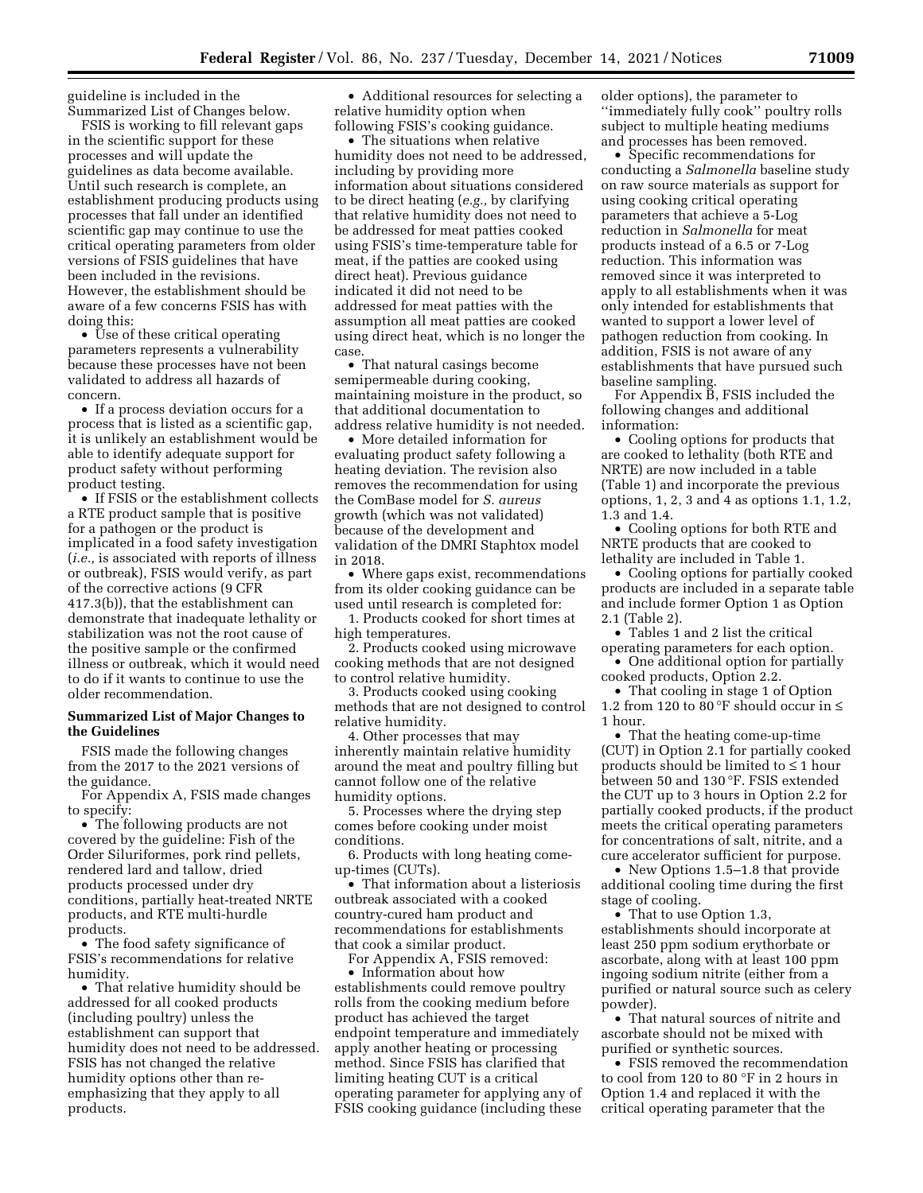guideline is included in the Summarized List of Changes below.

FSIS is working to fill relevant gaps in the scientific support for these processes and will update the guidelines as data become available. Until such research is complete, an establishment producing products using processes that fall under an identified scientific gap may continue to use the critical operating parameters from older versions of FSIS guidelines that have been included in the revisions. However, the establishment should be aware of a few concerns FSIS has with doing this:

- Use of these critical operating parameters represents a vulnerability because these processes have not been validated to address all hazards of concern.
- If a process deviation occurs for a process that is listed as a scientific gap, it is unlikely an establishment would be able to identify adequate support for product safety without performing product testing.
- If FSIS or the establishment collects a RTE product sample that is positive for a pathogen or the product is implicated in a food safety investigation (*i.e.,* is associated with reports of illness or outbreak), FSIS would verify, as part of the corrective actions (9 CFR 417.3(b)), that the establishment can demonstrate that inadequate lethality or stabilization was not the root cause of the positive sample or the confirmed illness or outbreak, which it would need to do if it wants to continue to use the older recommendation.

**Summarized List of Major Changes to the Guidelines**

FSIS made the following changes from the 2017 to the 2021 versions of the guidance.

For Appendix A, FSIS made changes to specify:

- The following products are not covered by the guideline: Fish of the Order Siluriformes, pork rind pellets, rendered lard and tallow, dried products processed under dry conditions, partially heat-treated NRTE products, and RTE multi-hurdle products.
- The food safety significance of FSIS's recommendations for relative humidity.
- That relative humidity should be addressed for all cooked products (including poultry) unless the establishment can support that humidity does not need to be addressed. FSIS has not changed the relative humidity options other than re-emphasizing that they apply to all products.
- Additional resources for selecting a relative humidity option when following FSIS's cooking guidance.
- The situations when relative humidity does not need to be addressed, including by providing more information about situations considered to be direct heating (*e.g.,* by clarifying that relative humidity does not need to be addressed for meat patties cooked using FSIS's time-temperature table for meat, if the patties are cooked using direct heat). Previous guidance indicated it did not need to be addressed for meat patties with the assumption all meat patties are cooked using direct heat, which is no longer the case.
- That natural casings become semipermeable during cooking, maintaining moisture in the product, so that additional documentation to address relative humidity is not needed.
- More detailed information for evaluating product safety following a heating deviation. The revision also removes the recommendation for using the ComBase model for *S. aureus* growth (which was not validated) because of the development and validation of the DMRI Staphtox model in 2018.
- Where gaps exist, recommendations from its older cooking guidance can be used until research is completed for:

1. Products cooked for short times at high temperatures.
2. Products cooked using microwave cooking methods that are not designed to control relative humidity.
3. Products cooked using cooking methods that are not designed to control relative humidity.
4. Other processes that may inherently maintain relative humidity around the meat and poultry filling but cannot follow one of the relative humidity options.
5. Processes where the drying step comes before cooking under moist conditions.
6. Products with long heating come-up-times (CUTs).

- That information about a listeriosis outbreak associated with a cooked country-cured ham product and recommendations for establishments that cook a similar product.

For Appendix A, FSIS removed:

- Information about how establishments could remove poultry rolls from the cooking medium before product has achieved the target endpoint temperature and immediately apply another heating or processing method. Since FSIS has clarified that limiting heating CUT is a critical operating parameter for applying any of FSIS cooking guidance (including these older options), the parameter to ''immediately fully cook'' poultry rolls subject to multiple heating mediums and processes has been removed.
- Specific recommendations for conducting a *Salmonella* baseline study on raw source materials as support for using cooking critical operating parameters that achieve a 5-Log reduction in *Salmonella* for meat products instead of a 6.5 or 7-Log reduction. This information was removed since it was interpreted to apply to all establishments when it was only intended for establishments that wanted to support a lower level of pathogen reduction from cooking. In addition, FSIS is not aware of any establishments that have pursued such baseline sampling.

For Appendix B, FSIS included the following changes and additional information:

- Cooling options for products that are cooked to lethality (both RTE and NRTE) are now included in a table (Table 1) and incorporate the previous options, 1, 2, 3 and 4 as options 1.1, 1.2, 1.3 and 1.4.
- Cooling options for both RTE and NRTE products that are cooked to lethality are included in Table 1.
- Cooling options for partially cooked products are included in a separate table and include former Option 1 as Option 2.1 (Table 2).
- Tables 1 and 2 list the critical operating parameters for each option.
- One additional option for partially cooked products, Option 2.2.
- That cooling in stage 1 of Option 1.2 from 120 to 80 °F should occur in ≤ 1 hour.
- That the heating come-up-time (CUT) in Option 2.1 for partially cooked products should be limited to ≤ 1 hour between 50 and 130 °F. FSIS extended the CUT up to 3 hours in Option 2.2 for partially cooked products, if the product meets the critical operating parameters for concentrations of salt, nitrite, and a cure accelerator sufficient for purpose.
- New Options 1.5–1.8 that provide additional cooling time during the first stage of cooling.
- That to use Option 1.3, establishments should incorporate at least 250 ppm sodium erythorbate or ascorbate, along with at least 100 ppm ingoing sodium nitrite (either from a purified or natural source such as celery powder).
- That natural sources of nitrite and ascorbate should not be mixed with purified or synthetic sources.
- FSIS removed the recommendation to cool from 120 to 80 °F in 2 hours in Option 1.4 and replaced it with the critical operating parameter that the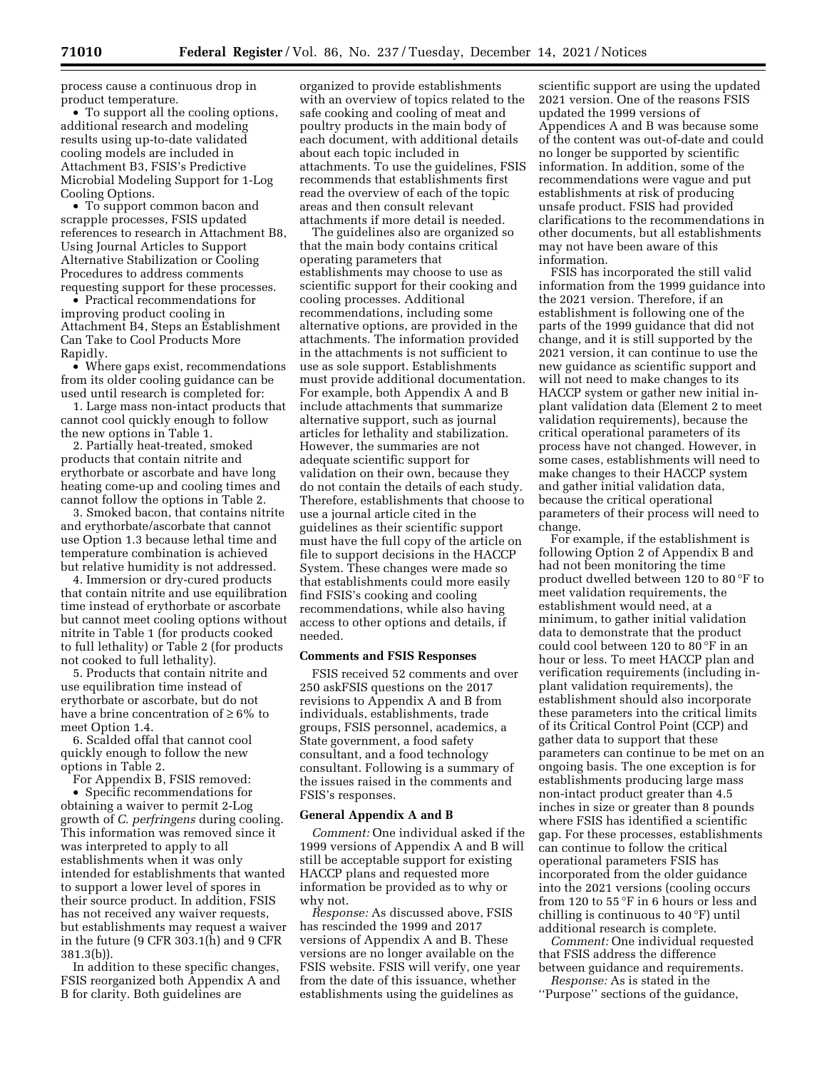process cause a continuous drop in product temperature.

- To support all the cooling options, additional research and modeling results using up-to-date validated cooling models are included in Attachment B3, FSIS's Predictive Microbial Modeling Support for 1-Log Cooling Options.
- To support common bacon and scrapple processes, FSIS updated references to research in Attachment B8, Using Journal Articles to Support Alternative Stabilization or Cooling Procedures to address comments requesting support for these processes.
- Practical recommendations for improving product cooling in Attachment B4, Steps an Establishment Can Take to Cool Products More Rapidly.
- Where gaps exist, recommendations from its older cooling guidance can be used until research is completed for:

1. Large mass non-intact products that cannot cool quickly enough to follow the new options in Table 1.
2. Partially heat-treated, smoked products that contain nitrite and erythorbate or ascorbate and have long heating come-up and cooling times and cannot follow the options in Table 2.
3. Smoked bacon, that contains nitrite and erythorbate/ascorbate that cannot use Option 1.3 because lethal time and temperature combination is achieved but relative humidity is not addressed.
4. Immersion or dry-cured products that contain nitrite and use equilibration time instead of erythorbate or ascorbate but cannot meet cooling options without nitrite in Table 1 (for products cooked to full lethality) or Table 2 (for products not cooked to full lethality).
5. Products that contain nitrite and use equilibration time instead of erythorbate or ascorbate, but do not have a brine concentration of ≥ 6% to meet Option 1.4.
6. Scalded offal that cannot cool quickly enough to follow the new options in Table 2.

For Appendix B, FSIS removed:

- Specific recommendations for obtaining a waiver to permit 2-Log growth of *C. perfringens* during cooling. This information was removed since it was interpreted to apply to all establishments when it was only intended for establishments that wanted to support a lower level of spores in their source product. In addition, FSIS has not received any waiver requests, but establishments may request a waiver in the future (9 CFR 303.1(h) and 9 CFR 381.3(b)).

In addition to these specific changes, FSIS reorganized both Appendix A and B for clarity. Both guidelines are organized to provide establishments with an overview of topics related to the safe cooking and cooling of meat and poultry products in the main body of each document, with additional details about each topic included in attachments. To use the guidelines, FSIS recommends that establishments first read the overview of each of the topic areas and then consult relevant attachments if more detail is needed.

The guidelines also are organized so that the main body contains critical operating parameters that establishments may choose to use as scientific support for their cooking and cooling processes. Additional recommendations, including some alternative options, are provided in the attachments. The information provided in the attachments is not sufficient to use as sole support. Establishments must provide additional documentation. For example, both Appendix A and B include attachments that summarize alternative support, such as journal articles for lethality and stabilization. However, the summaries are not adequate scientific support for validation on their own, because they do not contain the details of each study. Therefore, establishments that choose to use a journal article cited in the guidelines as their scientific support must have the full copy of the article on file to support decisions in the HACCP System. These changes were made so that establishments could more easily find FSIS's cooking and cooling recommendations, while also having access to other options and details, if needed.

### Comments and FSIS Responses

FSIS received 52 comments and over 250 askFSIS questions on the 2017 revisions to Appendix A and B from individuals, establishments, trade groups, FSIS personnel, academics, a State government, a food safety consultant, and a food technology consultant. Following is a summary of the issues raised in the comments and FSIS's responses.

### General Appendix A and B

*Comment:* One individual asked if the 1999 versions of Appendix A and B will still be acceptable support for existing HACCP plans and requested more information be provided as to why or why not.

*Response:* As discussed above, FSIS has rescinded the 1999 and 2017 versions of Appendix A and B. These versions are no longer available on the FSIS website. FSIS will verify, one year from the date of this issuance, whether establishments using the guidelines as scientific support are using the updated 2021 version. One of the reasons FSIS updated the 1999 versions of Appendices A and B was because some of the content was out-of-date and could no longer be supported by scientific information. In addition, some of the recommendations were vague and put establishments at risk of producing unsafe product. FSIS had provided clarifications to the recommendations in other documents, but all establishments may not have been aware of this information.

FSIS has incorporated the still valid information from the 1999 guidance into the 2021 version. Therefore, if an establishment is following one of the parts of the 1999 guidance that did not change, and it is still supported by the 2021 version, it can continue to use the new guidance as scientific support and will not need to make changes to its HACCP system or gather new initial in-plant validation data (Element 2 to meet validation requirements), because the critical operational parameters of its process have not changed. However, in some cases, establishments will need to make changes to their HACCP system and gather initial validation data, because the critical operational parameters of their process will need to change.

For example, if the establishment is following Option 2 of Appendix B and had not been monitoring the time product dwelled between 120 to 80 °F to meet validation requirements, the establishment would need, at a minimum, to gather initial validation data to demonstrate that the product could cool between 120 to 80 °F in an hour or less. To meet HACCP plan and verification requirements (including in-plant validation requirements), the establishment should also incorporate these parameters into the critical limits of its Critical Control Point (CCP) and gather data to support that these parameters can continue to be met on an ongoing basis. The one exception is for establishments producing large mass non-intact product greater than 4.5 inches in size or greater than 8 pounds where FSIS has identified a scientific gap. For these processes, establishments can continue to follow the critical operational parameters FSIS has incorporated from the older guidance into the 2021 versions (cooling occurs from 120 to 55 °F in 6 hours or less and chilling is continuous to 40 °F) until additional research is complete.

*Comment:* One individual requested that FSIS address the difference between guidance and requirements.

*Response:* As is stated in the "Purpose" sections of the guidance,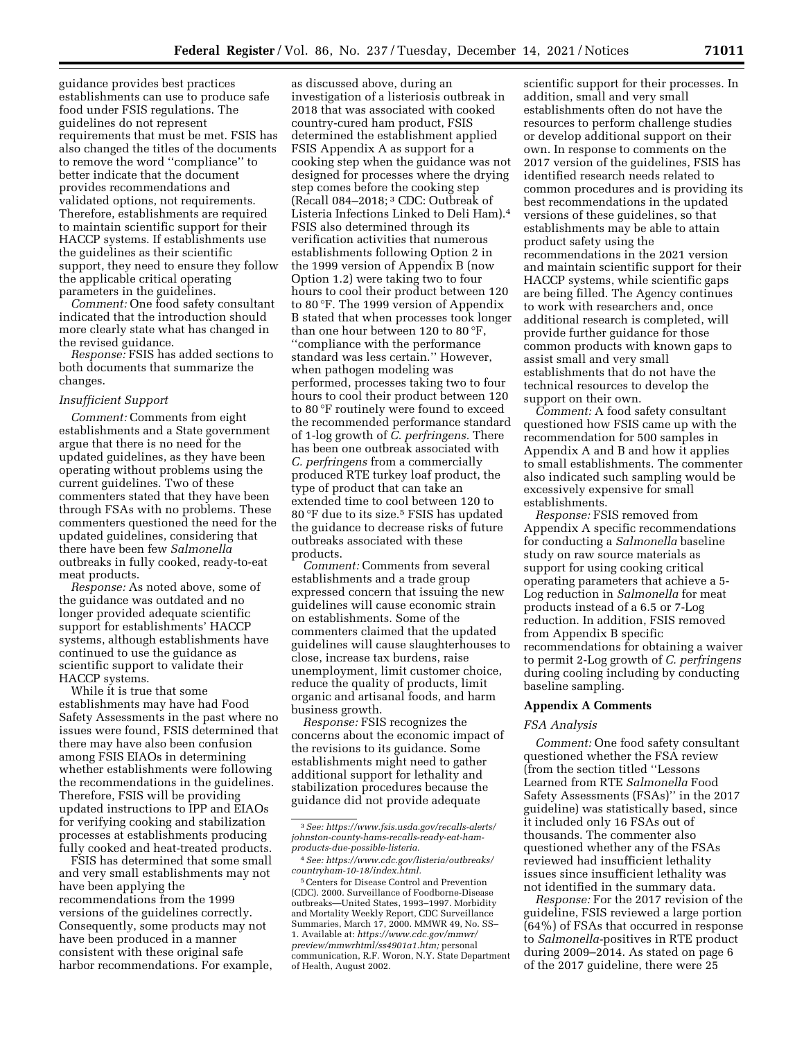guidance provides best practices establishments can use to produce safe food under FSIS regulations. The guidelines do not represent requirements that must be met. FSIS has also changed the titles of the documents to remove the word ''compliance'' to better indicate that the document provides recommendations and validated options, not requirements. Therefore, establishments are required to maintain scientific support for their HACCP systems. If establishments use the guidelines as their scientific support, they need to ensure they follow the applicable critical operating parameters in the guidelines.

*Comment:* One food safety consultant indicated that the introduction should more clearly state what has changed in the revised guidance.

*Response:* FSIS has added sections to both documents that summarize the changes.

### *Insufficient Support*

*Comment:* Comments from eight establishments and a State government argue that there is no need for the updated guidelines, as they have been operating without problems using the current guidelines. Two of these commenters stated that they have been through FSAs with no problems. These commenters questioned the need for the updated guidelines, considering that there have been few *Salmonella* outbreaks in fully cooked, ready-to-eat meat products.

*Response:* As noted above, some of the guidance was outdated and no longer provided adequate scientific support for establishments' HACCP systems, although establishments have continued to use the guidance as scientific support to validate their HACCP systems.

While it is true that some establishments may have had Food Safety Assessments in the past where no issues were found, FSIS determined that there may have also been confusion among FSIS EIAOs in determining whether establishments were following the recommendations in the guidelines. Therefore, FSIS will be providing updated instructions to IPP and EIAOs for verifying cooking and stabilization processes at establishments producing fully cooked and heat-treated products.

FSIS has determined that some small and very small establishments may not have been applying the recommendations from the 1999 versions of the guidelines correctly. Consequently, some products may not have been produced in a manner consistent with these original safe harbor recommendations. For example, as discussed above, during an investigation of a listeriosis outbreak in 2018 that was associated with cooked country-cured ham product, FSIS determined the establishment applied FSIS Appendix A as support for a cooking step when the guidance was not designed for processes where the drying step comes before the cooking step (Recall 084–2018; [3] CDC: Outbreak of Listeria Infections Linked to Deli Ham).[4] FSIS also determined through its verification activities that numerous establishments following Option 2 in the 1999 version of Appendix B (now Option 1.2) were taking two to four hours to cool their product between 120 to 80 °F. The 1999 version of Appendix B stated that when processes took longer than one hour between 120 to 80 °F, ''compliance with the performance standard was less certain.'' However, when pathogen modeling was performed, processes taking two to four hours to cool their product between 120 to 80 °F routinely were found to exceed the recommended performance standard of 1-log growth of *C. perfringens.* There has been one outbreak associated with *C. perfringens* from a commercially produced RTE turkey loaf product, the type of product that can take an extended time to cool between 120 to 80 °F due to its size.[5] FSIS has updated the guidance to decrease risks of future outbreaks associated with these products.

*Comment:* Comments from several establishments and a trade group expressed concern that issuing the new guidelines will cause economic strain on establishments. Some of the commenters claimed that the updated guidelines will cause slaughterhouses to close, increase tax burdens, raise unemployment, limit customer choice, reduce the quality of products, limit organic and artisanal foods, and harm business growth.

*Response:* FSIS recognizes the concerns about the economic impact of the revisions to its guidance. Some establishments might need to gather additional support for lethality and stabilization procedures because the guidance did not provide adequate scientific support for their processes. In addition, small and very small establishments often do not have the resources to perform challenge studies or develop additional support on their own. In response to comments on the 2017 version of the guidelines, FSIS has identified research needs related to common procedures and is providing its best recommendations in the updated versions of these guidelines, so that establishments may be able to attain product safety using the recommendations in the 2021 version and maintain scientific support for their HACCP systems, while scientific gaps are being filled. The Agency continues to work with researchers and, once additional research is completed, will provide further guidance for those common products with known gaps to assist small and very small establishments that do not have the technical resources to develop the support on their own.

*Comment:* A food safety consultant questioned how FSIS came up with the recommendation for 500 samples in Appendix A and B and how it applies to small establishments. The commenter also indicated such sampling would be excessively expensive for small establishments.

*Response:* FSIS removed from Appendix A specific recommendations for conducting a *Salmonella* baseline study on raw source materials as support for using cooking critical operating parameters that achieve a 5-Log reduction in *Salmonella* for meat products instead of a 6.5 or 7-Log reduction. In addition, FSIS removed from Appendix B specific recommendations for obtaining a waiver to permit 2-Log growth of *C. perfringens* during cooling including by conducting baseline sampling.

## Appendix A Comments

### *FSA Analysis*

*Comment:* One food safety consultant questioned whether the FSA review (from the section titled ''Lessons Learned from RTE *Salmonella* Food Safety Assessments (FSAs)'' in the 2017 guideline) was statistically based, since it included only 16 FSAs out of thousands. The commenter also questioned whether any of the FSAs reviewed had insufficient lethality issues since insufficient lethality was not identified in the summary data.

*Response:* For the 2017 revision of the guideline, FSIS reviewed a large portion (64%) of FSAs that occurred in response to *Salmonella*-positives in RTE product during 2009–2014. As stated on page 6 of the 2017 guideline, there were 25

---

[3] *See: https://www.fsis.usda.gov/recalls-alerts/johnston-county-hams-recalls-ready-eat-ham-products-due-possible-listeria.*

[4] *See: https://www.cdc.gov/listeria/outbreaks/countryham-10-18/index.html.*

[5] Centers for Disease Control and Prevention (CDC). 2000. Surveillance of Foodborne-Disease outbreaks—United States, 1993–1997. Morbidity and Mortality Weekly Report, CDC Surveillance Summaries, March 17, 2000. MMWR 49, No. SS–1. Available at: *https://www.cdc.gov/mmwr/preview/mmwrhtml/ss4901a1.htm;* personal communication, R.F. Woron, N.Y. State Department of Health, August 2002.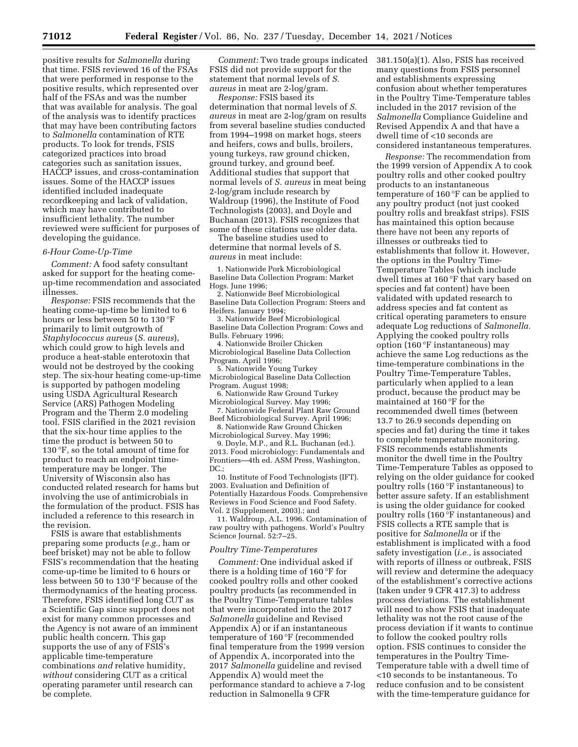positive results for *Salmonella* during that time. FSIS reviewed 16 of the FSAs that were performed in response to the positive results, which represented over half of the FSAs and was the number that was available for analysis. The goal of the analysis was to identify practices that may have been contributing factors to *Salmonella* contamination of RTE products. To look for trends, FSIS categorized practices into broad categories such as sanitation issues, HACCP issues, and cross-contamination issues. Some of the HACCP issues identified included inadequate recordkeeping and lack of validation, which may have contributed to insufficient lethality. The number reviewed were sufficient for purposes of developing the guidance.

### *6-Hour Come-Up-Time*

*Comment:* A food safety consultant asked for support for the heating come-up-time recommendation and associated illnesses.

*Response:* FSIS recommends that the heating come-up-time be limited to 6 hours or less between 50 to 130 °F primarily to limit outgrowth of *Staphylococcus aureus* (*S. aureus*), which could grow to high levels and produce a heat-stable enterotoxin that would not be destroyed by the cooking step. The six-hour heating come-up-time is supported by pathogen modeling using USDA Agricultural Research Service (ARS) Pathogen Modeling Program and the Therm 2.0 modeling tool. FSIS clarified in the 2021 revision that the six-hour time applies to the time the product is between 50 to 130 °F, so the total amount of time for product to reach an endpoint time-temperature may be longer. The University of Wisconsin also has conducted related research for hams but involving the use of antimicrobials in the formulation of the product. FSIS has included a reference to this research in the revision.

FSIS is aware that establishments preparing some products (*e.g.,* ham or beef brisket) may not be able to follow FSIS's recommendation that the heating come-up-time be limited to 6 hours or less between 50 to 130 °F because of the thermodynamics of the heating process. Therefore, FSIS identified long CUT as a Scientific Gap since support does not exist for many common processes and the Agency is not aware of an imminent public health concern. This gap supports the use of any of FSIS's applicable time-temperature combinations *and* relative humidity, *without* considering CUT as a critical operating parameter until research can be complete.

*Comment:* Two trade groups indicated FSIS did not provide support for the statement that normal levels of *S. aureus* in meat are 2-log/gram.

*Response:* FSIS based its determination that normal levels of *S. aureus* in meat are 2-log/gram on results from several baseline studies conducted from 1994–1998 on market hogs, steers and heifers, cows and bulls, broilers, young turkeys, raw ground chicken, ground turkey, and ground beef. Additional studies that support that normal levels of *S. aureus* in meat being 2-log/gram include research by Waldroup (1996), the Institute of Food Technologists (2003), and Doyle and Buchanan (2013). FSIS recognizes that some of these citations use older data.

The baseline studies used to determine that normal levels of S. *aureus* in meat include:

1. Nationwide Pork Microbiological Baseline Data Collection Program: Market Hogs. June 1996;
2. Nationwide Beef Microbiological Baseline Data Collection Program: Steers and Heifers. January 1994;
3. Nationwide Beef Microbiological Baseline Data Collection Program: Cows and Bulls. February 1996;
4. Nationwide Broiler Chicken Microbiological Baseline Data Collection Program. April 1996;
5. Nationwide Young Turkey Microbiological Baseline Data Collection Program. August 1998;
6. Nationwide Raw Ground Turkey Microbiological Survey. May 1996;
7. Nationwide Federal Plant Raw Ground Beef Microbiological Survey. April 1996;
8. Nationwide Raw Ground Chicken Microbiological Survey. May 1996;
9. Doyle, M.P., and R.L. Buchanan (ed.). 2013. Food microbiology: Fundamentals and Frontiers—4th ed. ASM Press, Washington, DC.;
10. Institute of Food Technologists (IFT). 2003. Evaluation and Definition of Potentially Hazardous Foods. Comprehensive Reviews in Food Science and Food Safety. Vol. 2 (Supplement, 2003).; and
11. Waldroup, A.L. 1996. Contamination of raw poultry with pathogens. World's Poultry Science Journal. 52:7–25.

### *Poultry Time-Temperatures*

*Comment:* One individual asked if there is a holding time of 160 °F for cooked poultry rolls and other cooked poultry products (as recommended in the Poultry Time-Temperature tables that were incorporated into the 2017 *Salmonella* guideline and Revised Appendix A) or if an instantaneous temperature of 160 °F (recommended final temperature from the 1999 version of Appendix A, incorporated into the 2017 *Salmonella* guideline and revised Appendix A) would meet the performance standard to achieve a 7-log reduction in Salmonella 9 CFR 381.150(a)(1). Also, FSIS has received many questions from FSIS personnel and establishments expressing confusion about whether temperatures in the Poultry Time-Temperature tables included in the 2017 revision of the *Salmonella* Compliance Guideline and Revised Appendix A and that have a dwell time of <10 seconds are considered instantaneous temperatures.

*Response:* The recommendation from the 1999 version of Appendix A to cook poultry rolls and other cooked poultry products to an instantaneous temperature of 160 °F can be applied to any poultry product (not just cooked poultry rolls and breakfast strips). FSIS has maintained this option because there have not been any reports of illnesses or outbreaks tied to establishments that follow it. However, the options in the Poultry Time-Temperature Tables (which include dwell times at 160 °F that vary based on species and fat content) have been validated with updated research to address species and fat content as critical operating parameters to ensure adequate Log reductions of *Salmonella.* Applying the cooked poultry rolls option (160 °F instantaneous) may achieve the same Log reductions as the time-temperature combinations in the Poultry Time-Temperature Tables, particularly when applied to a lean product, because the product may be maintained at 160 °F for the recommended dwell times (between 13.7 to 26.9 seconds depending on species and fat) during the time it takes to complete temperature monitoring. FSIS recommends establishments monitor the dwell time in the Poultry Time-Temperature Tables as opposed to relying on the older guidance for cooked poultry rolls (160 °F instantaneous) to better assure safety. If an establishment is using the older guidance for cooked poultry rolls (160 °F instantaneous) and FSIS collects a RTE sample that is positive for *Salmonella* or if the establishment is implicated with a food safety investigation (*i.e.,* is associated with reports of illness or outbreak, FSIS will review and determine the adequacy of the establishment's corrective actions (taken under 9 CFR 417.3) to address process deviations. The establishment will need to show FSIS that inadequate lethality was not the root cause of the process deviation if it wants to continue to follow the cooked poultry rolls option. FSIS continues to consider the temperatures in the Poultry Time-Temperature table with a dwell time of <10 seconds to be instantaneous. To reduce confusion and to be consistent with the time-temperature guidance for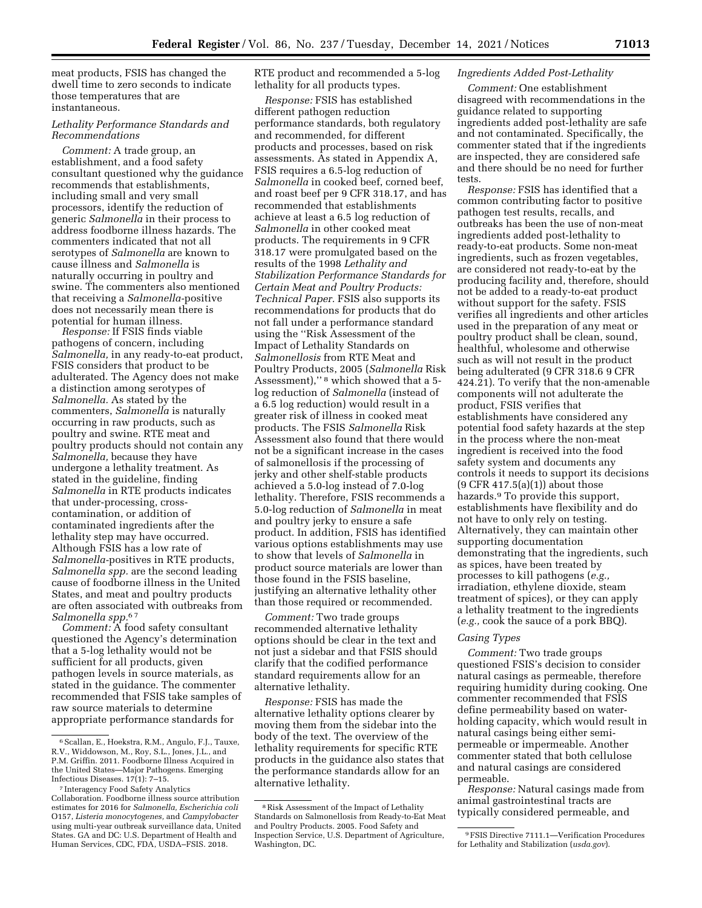meat products, FSIS has changed the dwell time to zero seconds to indicate those temperatures that are instantaneous.

### *Lethality Performance Standards and Recommendations*

*Comment:* A trade group, an establishment, and a food safety consultant questioned why the guidance recommends that establishments, including small and very small processors, identify the reduction of generic *Salmonella* in their process to address foodborne illness hazards. The commenters indicated that not all serotypes of *Salmonella* are known to cause illness and *Salmonella* is naturally occurring in poultry and swine. The commenters also mentioned that receiving a *Salmonella*-positive does not necessarily mean there is potential for human illness.

*Response:* If FSIS finds viable pathogens of concern, including *Salmonella,* in any ready-to-eat product, FSIS considers that product to be adulterated. The Agency does not make a distinction among serotypes of *Salmonella.* As stated by the commenters, *Salmonella* is naturally occurring in raw products, such as poultry and swine. RTE meat and poultry products should not contain any *Salmonella,* because they have undergone a lethality treatment. As stated in the guideline, finding *Salmonella* in RTE products indicates that under-processing, cross-contamination, or addition of contaminated ingredients after the lethality step may have occurred. Although FSIS has a low rate of *Salmonella*-positives in RTE products, *Salmonella spp.* are the second leading cause of foodborne illness in the United States, and meat and poultry products are often associated with outbreaks from *Salmonella spp.*[6] [7]

*Comment:* A food safety consultant questioned the Agency's determination that a 5-log lethality would not be sufficient for all products, given pathogen levels in source materials, as stated in the guidance. The commenter recommended that FSIS take samples of raw source materials to determine appropriate performance standards for RTE product and recommended a 5-log lethality for all products types.

*Response:* FSIS has established different pathogen reduction performance standards, both regulatory and recommended, for different products and processes, based on risk assessments. As stated in Appendix A, FSIS requires a 6.5-log reduction of *Salmonella* in cooked beef, corned beef, and roast beef per 9 CFR 318.17, and has recommended that establishments achieve at least a 6.5 log reduction of *Salmonella* in other cooked meat products. The requirements in 9 CFR 318.17 were promulgated based on the results of the 1998 *Lethality and Stabilization Performance Standards for Certain Meat and Poultry Products: Technical Paper.* FSIS also supports its recommendations for products that do not fall under a performance standard using the ''Risk Assessment of the Impact of Lethality Standards on *Salmonellosis* from RTE Meat and Poultry Products, 2005 (*Salmonella* Risk Assessment),'' [8] which showed that a 5-log reduction of *Salmonella* (instead of a 6.5 log reduction) would result in a greater risk of illness in cooked meat products. The FSIS *Salmonella* Risk Assessment also found that there would not be a significant increase in the cases of salmonellosis if the processing of jerky and other shelf-stable products achieved a 5.0-log instead of 7.0-log lethality. Therefore, FSIS recommends a 5.0-log reduction of *Salmonella* in meat and poultry jerky to ensure a safe product. In addition, FSIS has identified various options establishments may use to show that levels of *Salmonella* in product source materials are lower than those found in the FSIS baseline, justifying an alternative lethality other than those required or recommended.

*Comment:* Two trade groups recommended alternative lethality options should be clear in the text and not just a sidebar and that FSIS should clarify that the codified performance standard requirements allow for an alternative lethality.

*Response:* FSIS has made the alternative lethality options clearer by moving them from the sidebar into the body of the text. The overview of the lethality requirements for specific RTE products in the guidance also states that the performance standards allow for an alternative lethality.

### *Ingredients Added Post-Lethality*

*Comment:* One establishment disagreed with recommendations in the guidance related to supporting ingredients added post-lethality are safe and not contaminated. Specifically, the commenter stated that if the ingredients are inspected, they are considered safe and there should be no need for further tests.

*Response:* FSIS has identified that a common contributing factor to positive pathogen test results, recalls, and outbreaks has been the use of non-meat ingredients added post-lethality to ready-to-eat products. Some non-meat ingredients, such as frozen vegetables, are considered not ready-to-eat by the producing facility and, therefore, should not be added to a ready-to-eat product without support for the safety. FSIS verifies all ingredients and other articles used in the preparation of any meat or poultry product shall be clean, sound, healthful, wholesome and otherwise such as will not result in the product being adulterated (9 CFR 318.6 9 CFR 424.21). To verify that the non-amenable components will not adulterate the product, FSIS verifies that establishments have considered any potential food safety hazards at the step in the process where the non-meat ingredient is received into the food safety system and documents any controls it needs to support its decisions (9 CFR 417.5(a)(1)) about those hazards.[9] To provide this support, establishments have flexibility and do not have to only rely on testing. Alternatively, they can maintain other supporting documentation demonstrating that the ingredients, such as spices, have been treated by processes to kill pathogens (*e.g.,* irradiation, ethylene dioxide, steam treatment of spices), or they can apply a lethality treatment to the ingredients (*e.g.,* cook the sauce of a pork BBQ).

### *Casing Types*

*Comment:* Two trade groups questioned FSIS's decision to consider natural casings as permeable, therefore requiring humidity during cooking. One commenter recommended that FSIS define permeability based on water-holding capacity, which would result in natural casings being either semi-permeable or impermeable. Another commenter stated that both cellulose and natural casings are considered permeable.

*Response:* Natural casings made from animal gastrointestinal tracts are typically considered permeable, and

---

[6] Scallan, E., Hoekstra, R.M., Angulo, F.J., Tauxe, R.V., Widdowson, M., Roy, S.L., Jones, J.L., and P.M. Griffin. 2011. Foodborne Illness Acquired in the United States—Major Pathogens. Emerging Infectious Diseases. 17(1): 7–15.

[7] Interagency Food Safety Analytics Collaboration. Foodborne illness source attribution estimates for 2016 for *Salmonella, Escherichia coli* O157, *Listeria monocytogenes,* and *Campylobacter* using multi-year outbreak surveillance data, United States. GA and DC: U.S. Department of Health and Human Services, CDC, FDA, USDA–FSIS. 2018.

[8] Risk Assessment of the Impact of Lethality Standards on Salmonellosis from Ready-to-Eat Meat and Poultry Products. 2005. Food Safety and Inspection Service, U.S. Department of Agriculture, Washington, DC.

[9] FSIS Directive 7111.1—Verification Procedures for Lethality and Stabilization (*usda.gov*).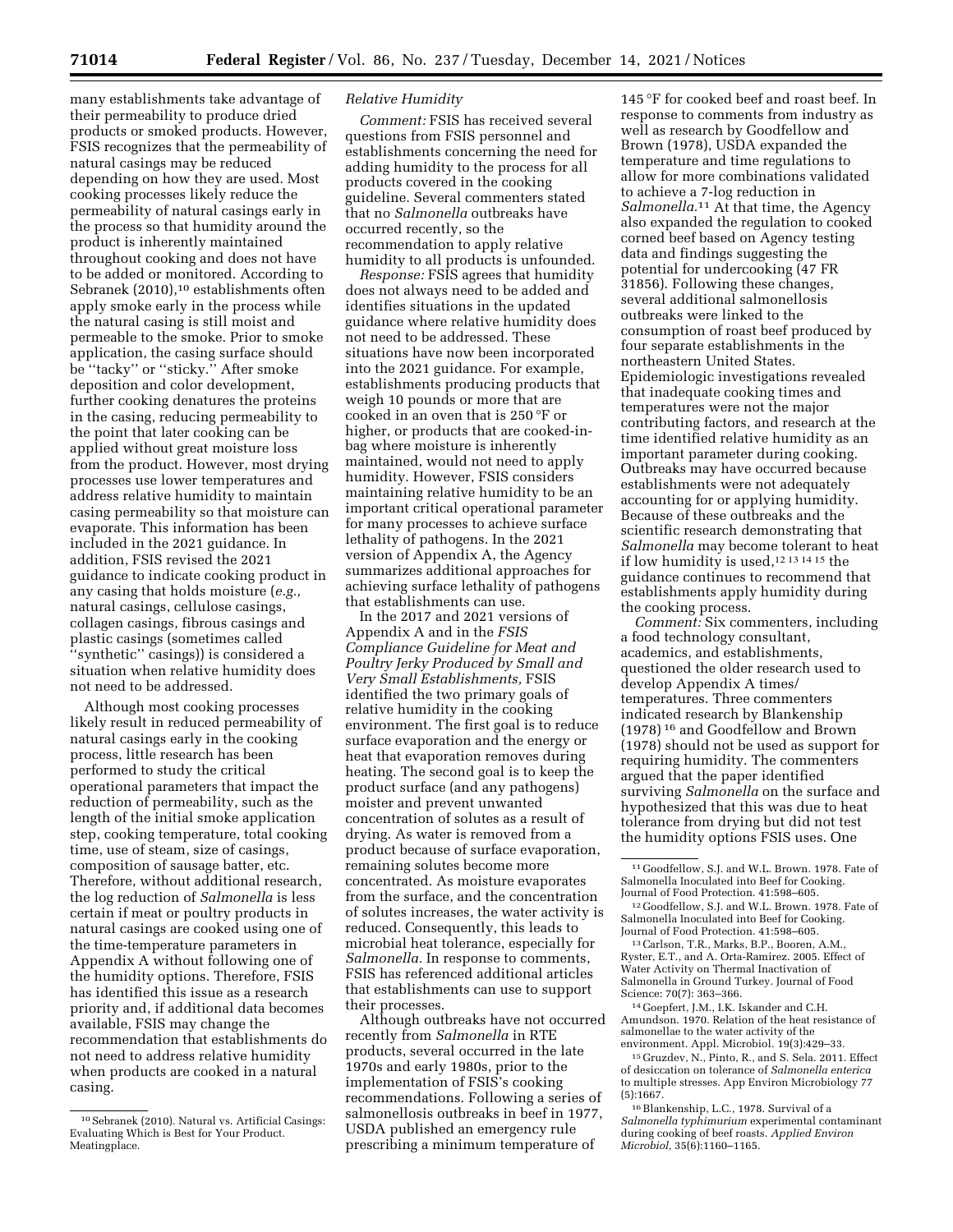many establishments take advantage of their permeability to produce dried products or smoked products. However, FSIS recognizes that the permeability of natural casings may be reduced depending on how they are used. Most cooking processes likely reduce the permeability of natural casings early in the process so that humidity around the product is inherently maintained throughout cooking and does not have to be added or monitored. According to Sebranek (2010),[10] establishments often apply smoke early in the process while the natural casing is still moist and permeable to the smoke. Prior to smoke application, the casing surface should be ''tacky'' or ''sticky.'' After smoke deposition and color development, further cooking denatures the proteins in the casing, reducing permeability to the point that later cooking can be applied without great moisture loss from the product. However, most drying processes use lower temperatures and address relative humidity to maintain casing permeability so that moisture can evaporate. This information has been included in the 2021 guidance. In addition, FSIS revised the 2021 guidance to indicate cooking product in any casing that holds moisture (*e.g.,* natural casings, cellulose casings, collagen casings, fibrous casings and plastic casings (sometimes called ''synthetic'' casings)) is considered a situation when relative humidity does not need to be addressed.

Although most cooking processes likely result in reduced permeability of natural casings early in the cooking process, little research has been performed to study the critical operational parameters that impact the reduction of permeability, such as the length of the initial smoke application step, cooking temperature, total cooking time, use of steam, size of casings, composition of sausage batter, etc. Therefore, without additional research, the log reduction of *Salmonella* is less certain if meat or poultry products in natural casings are cooked using one of the time-temperature parameters in Appendix A without following one of the humidity options. Therefore, FSIS has identified this issue as a research priority and, if additional data becomes available, FSIS may change the recommendation that establishments do not need to address relative humidity when products are cooked in a natural casing.

*Relative Humidity*

*Comment:* FSIS has received several questions from FSIS personnel and establishments concerning the need for adding humidity to the process for all products covered in the cooking guideline. Several commenters stated that no *Salmonella* outbreaks have occurred recently, so the recommendation to apply relative humidity to all products is unfounded.

*Response:* FSIS agrees that humidity does not always need to be added and identifies situations in the updated guidance where relative humidity does not need to be addressed. These situations have now been incorporated into the 2021 guidance. For example, establishments producing products that weigh 10 pounds or more that are cooked in an oven that is 250 °F or higher, or products that are cooked-in-bag where moisture is inherently maintained, would not need to apply humidity. However, FSIS considers maintaining relative humidity to be an important critical operational parameter for many processes to achieve surface lethality of pathogens. In the 2021 version of Appendix A, the Agency summarizes additional approaches for achieving surface lethality of pathogens that establishments can use.

In the 2017 and 2021 versions of Appendix A and in the *FSIS Compliance Guideline for Meat and Poultry Jerky Produced by Small and Very Small Establishments,* FSIS identified the two primary goals of relative humidity in the cooking environment. The first goal is to reduce surface evaporation and the energy or heat that evaporation removes during heating. The second goal is to keep the product surface (and any pathogens) moister and prevent unwanted concentration of solutes as a result of drying. As water is removed from a product because of surface evaporation, remaining solutes become more concentrated. As moisture evaporates from the surface, and the concentration of solutes increases, the water activity is reduced. Consequently, this leads to microbial heat tolerance, especially for *Salmonella.* In response to comments, FSIS has referenced additional articles that establishments can use to support their processes.

Although outbreaks have not occurred recently from *Salmonella* in RTE products, several occurred in the late 1970s and early 1980s, prior to the implementation of FSIS's cooking recommendations. Following a series of salmonellosis outbreaks in beef in 1977, USDA published an emergency rule prescribing a minimum temperature of 145 °F for cooked beef and roast beef. In response to comments from industry as well as research by Goodfellow and Brown (1978), USDA expanded the temperature and time regulations to allow for more combinations validated to achieve a 7-log reduction in *Salmonella.*[11] At that time, the Agency also expanded the regulation to cooked corned beef based on Agency testing data and findings suggesting the potential for undercooking (47 FR 31856). Following these changes, several additional salmonellosis outbreaks were linked to the consumption of roast beef produced by four separate establishments in the northeastern United States. Epidemiologic investigations revealed that inadequate cooking times and temperatures were not the major contributing factors, and research at the time identified relative humidity as an important parameter during cooking. Outbreaks may have occurred because establishments were not adequately accounting for or applying humidity. Because of these outbreaks and the scientific research demonstrating that *Salmonella* may become tolerant to heat if low humidity is used,[12 13 14 15] the guidance continues to recommend that establishments apply humidity during the cooking process.

*Comment:* Six commenters, including a food technology consultant, academics, and establishments, questioned the older research used to develop Appendix A times/temperatures. Three commenters indicated research by Blankenship (1978)[16] and Goodfellow and Brown (1978) should not be used as support for requiring humidity. The commenters argued that the paper identified surviving *Salmonella* on the surface and hypothesized that this was due to heat tolerance from drying but did not test the humidity options FSIS uses. One

---

[10] Sebranek (2010). Natural vs. Artificial Casings: Evaluating Which is Best for Your Product. Meatingplace.

[11] Goodfellow, S.J. and W.L. Brown. 1978. Fate of Salmonella Inoculated into Beef for Cooking. Journal of Food Protection. 41:598–605.

[12] Goodfellow, S.J. and W.L. Brown. 1978. Fate of Salmonella Inoculated into Beef for Cooking. Journal of Food Protection. 41:598–605.

[13] Carlson, T.R., Marks, B.P., Booren, A.M., Ryster, E.T., and A. Orta-Ramirez. 2005. Effect of Water Activity on Thermal Inactivation of Salmonella in Ground Turkey. Journal of Food Science: 70(7): 363–366.

[14] Goepfert, J.M., I.K. Iskander and C.H. Amundson. 1970. Relation of the heat resistance of salmonellae to the water activity of the environment. Appl. Microbiol. 19(3):429–33.

[15] Gruzdev, N., Pinto, R., and S. Sela. 2011. Effect of desiccation on tolerance of *Salmonella enterica* to multiple stresses. App Environ Microbiology 77 (5):1667.

[16] Blankenship, L.C., 1978. Survival of a *Salmonella typhimurium* experimental contaminant during cooking of beef roasts. *Applied Environ Microbiol,* 35(6):1160–1165.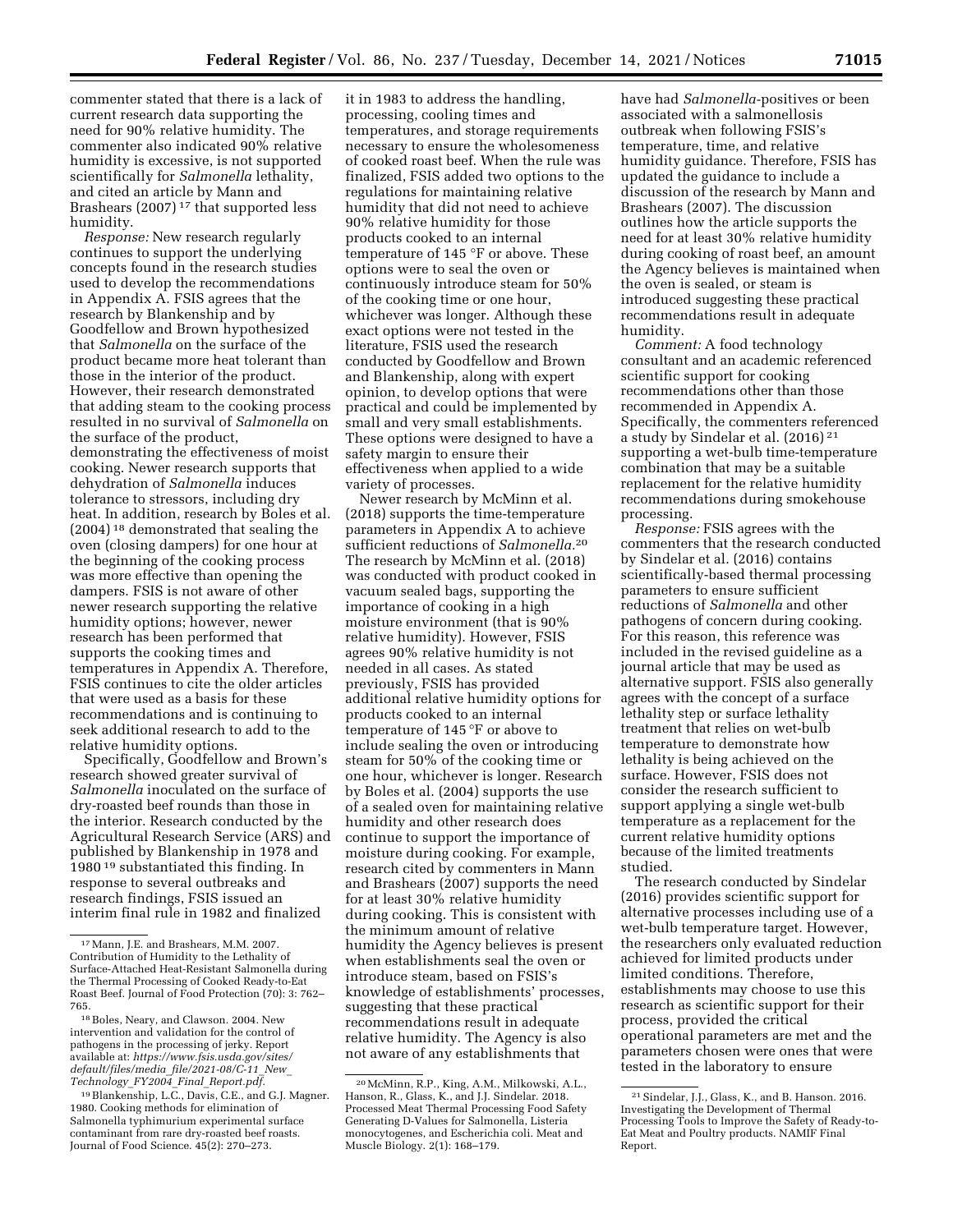commenter stated that there is a lack of current research data supporting the need for 90% relative humidity. The commenter also indicated 90% relative humidity is excessive, is not supported scientifically for *Salmonella* lethality, and cited an article by Mann and Brashears (2007)[17] that supported less humidity.

*Response:* New research regularly continues to support the underlying concepts found in the research studies used to develop the recommendations in Appendix A. FSIS agrees that the research by Blankenship and by Goodfellow and Brown hypothesized that *Salmonella* on the surface of the product became more heat tolerant than those in the interior of the product. However, their research demonstrated that adding steam to the cooking process resulted in no survival of *Salmonella* on the surface of the product, demonstrating the effectiveness of moist cooking. Newer research supports that dehydration of *Salmonella* induces tolerance to stressors, including dry heat. In addition, research by Boles et al. (2004)[18] demonstrated that sealing the oven (closing dampers) for one hour at the beginning of the cooking process was more effective than opening the dampers. FSIS is not aware of other newer research supporting the relative humidity options; however, newer research has been performed that supports the cooking times and temperatures in Appendix A. Therefore, FSIS continues to cite the older articles that were used as a basis for these recommendations and is continuing to seek additional research to add to the relative humidity options.

Specifically, Goodfellow and Brown's research showed greater survival of *Salmonella* inoculated on the surface of dry-roasted beef rounds than those in the interior. Research conducted by the Agricultural Research Service (ARS) and published by Blankenship in 1978 and 1980[19] substantiated this finding. In response to several outbreaks and research findings, FSIS issued an interim final rule in 1982 and finalized it in 1983 to address the handling, processing, cooling times and temperatures, and storage requirements necessary to ensure the wholesomeness of cooked roast beef. When the rule was finalized, FSIS added two options to the regulations for maintaining relative humidity that did not need to achieve 90% relative humidity for those products cooked to an internal temperature of 145 °F or above. These options were to seal the oven or continuously introduce steam for 50% of the cooking time or one hour, whichever was longer. Although these exact options were not tested in the literature, FSIS used the research conducted by Goodfellow and Brown and Blankenship, along with expert opinion, to develop options that were practical and could be implemented by small and very small establishments. These options were designed to have a safety margin to ensure their effectiveness when applied to a wide variety of processes.

Newer research by McMinn et al. (2018) supports the time-temperature parameters in Appendix A to achieve sufficient reductions of *Salmonella*.[20] The research by McMinn et al. (2018) was conducted with product cooked in vacuum sealed bags, supporting the importance of cooking in a high moisture environment (that is 90% relative humidity). However, FSIS agrees 90% relative humidity is not needed in all cases. As stated previously, FSIS has provided additional relative humidity options for products cooked to an internal temperature of 145 °F or above to include sealing the oven or introducing steam for 50% of the cooking time or one hour, whichever is longer. Research by Boles et al. (2004) supports the use of a sealed oven for maintaining relative humidity and other research does continue to support the importance of moisture during cooking. For example, research cited by commenters in Mann and Brashears (2007) supports the need for at least 30% relative humidity during cooking. This is consistent with the minimum amount of relative humidity the Agency believes is present when establishments seal the oven or introduce steam, based on FSIS's knowledge of establishments' processes, suggesting that these practical recommendations result in adequate relative humidity. The Agency is also not aware of any establishments that have had *Salmonella*-positives or been associated with a salmonellosis outbreak when following FSIS's temperature, time, and relative humidity guidance. Therefore, FSIS has updated the guidance to include a discussion of the research by Mann and Brashears (2007). The discussion outlines how the article supports the need for at least 30% relative humidity during cooking of roast beef, an amount the Agency believes is maintained when the oven is sealed, or steam is introduced suggesting these practical recommendations result in adequate humidity.

*Comment:* A food technology consultant and an academic referenced scientific support for cooking recommendations other than those recommended in Appendix A. Specifically, the commenters referenced a study by Sindelar et al. (2016)[21] supporting a wet-bulb time-temperature combination that may be a suitable replacement for the relative humidity recommendations during smokehouse processing.

*Response:* FSIS agrees with the commenters that the research conducted by Sindelar et al. (2016) contains scientifically-based thermal processing parameters to ensure sufficient reductions of *Salmonella* and other pathogens of concern during cooking. For this reason, this reference was included in the revised guideline as a journal article that may be used as alternative support. FSIS also generally agrees with the concept of a surface lethality step or surface lethality treatment that relies on wet-bulb temperature to demonstrate how lethality is being achieved on the surface. However, FSIS does not consider the research sufficient to support applying a single wet-bulb temperature as a replacement for the current relative humidity options because of the limited treatments studied.

The research conducted by Sindelar (2016) provides scientific support for alternative processes including use of a wet-bulb temperature target. However, the researchers only evaluated reduction achieved for limited products under limited conditions. Therefore, establishments may choose to use this research as scientific support for their process, provided the critical operational parameters are met and the parameters chosen were ones that were tested in the laboratory to ensure

---

[17] Mann, J.E. and Brashears, M.M. 2007. Contribution of Humidity to the Lethality of Surface-Attached Heat-Resistant Salmonella during the Thermal Processing of Cooked Ready-to-Eat Roast Beef. Journal of Food Protection (70): 3: 762–765.

[18] Boles, Neary, and Clawson. 2004. New intervention and validation for the control of pathogens in the processing of jerky. Report available at: *https://www.fsis.usda.gov/sites/default/files/media_file/2021-08/C-11_New_Technology_FY2004_Final_Report.pdf.*

[19] Blankenship, L.C., Davis, C.E., and G.J. Magner. 1980. Cooking methods for elimination of Salmonella typhimurium experimental surface contaminant from rare dry-roasted beef roasts. Journal of Food Science. 45(2): 270–273.

[20] McMinn, R.P., King, A.M., Milkowski, A.L., Hanson, R., Glass, K., and J.J. Sindelar. 2018. Processed Meat Thermal Processing Food Safety Generating D-Values for Salmonella, Listeria monocytogenes, and Escherichia coli. Meat and Muscle Biology. 2(1): 168–179.

[21] Sindelar, J.J., Glass, K., and B. Hanson. 2016. Investigating the Development of Thermal Processing Tools to Improve the Safety of Ready-to-Eat Meat and Poultry products. NAMIF Final Report.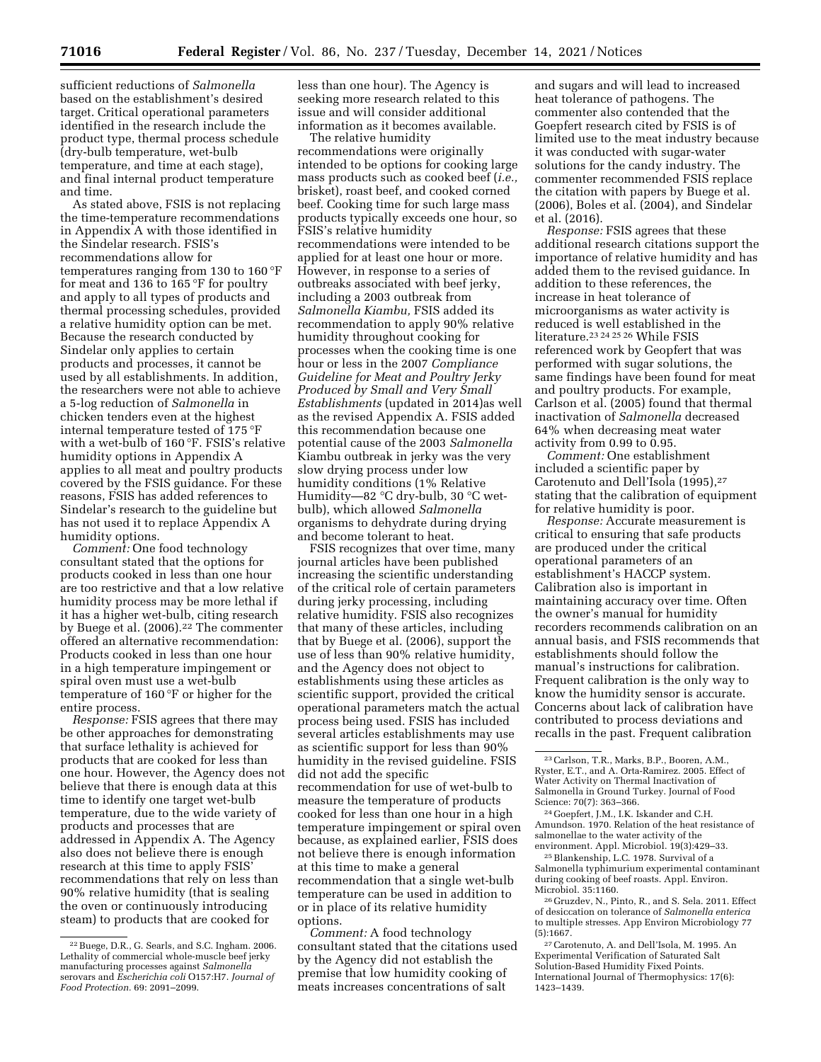sufficient reductions of *Salmonella* based on the establishment's desired target. Critical operational parameters identified in the research include the product type, thermal process schedule (dry-bulb temperature, wet-bulb temperature, and time at each stage), and final internal product temperature and time.

As stated above, FSIS is not replacing the time-temperature recommendations in Appendix A with those identified in the Sindelar research. FSIS's recommendations allow for temperatures ranging from 130 to 160 °F for meat and 136 to 165 °F for poultry and apply to all types of products and thermal processing schedules, provided a relative humidity option can be met. Because the research conducted by Sindelar only applies to certain products and processes, it cannot be used by all establishments. In addition, the researchers were not able to achieve a 5-log reduction of *Salmonella* in chicken tenders even at the highest internal temperature tested of 175 °F with a wet-bulb of 160 °F. FSIS's relative humidity options in Appendix A applies to all meat and poultry products covered by the FSIS guidance. For these reasons, FSIS has added references to Sindelar's research to the guideline but has not used it to replace Appendix A humidity options.

*Comment:* One food technology consultant stated that the options for products cooked in less than one hour are too restrictive and that a low relative humidity process may be more lethal if it has a higher wet-bulb, citing research by Buege et al. (2006).[22] The commenter offered an alternative recommendation: Products cooked in less than one hour in a high temperature impingement or spiral oven must use a wet-bulb temperature of 160 °F or higher for the entire process.

*Response:* FSIS agrees that there may be other approaches for demonstrating that surface lethality is achieved for products that are cooked for less than one hour. However, the Agency does not believe that there is enough data at this time to identify one target wet-bulb temperature, due to the wide variety of products and processes that are addressed in Appendix A. The Agency also does not believe there is enough research at this time to apply FSIS' recommendations that rely on less than 90% relative humidity (that is sealing the oven or continuously introducing steam) to products that are cooked for less than one hour). The Agency is seeking more research related to this issue and will consider additional information as it becomes available.

The relative humidity recommendations were originally intended to be options for cooking large mass products such as cooked beef (*i.e.,* brisket), roast beef, and cooked corned beef. Cooking time for such large mass products typically exceeds one hour, so FSIS's relative humidity recommendations were intended to be applied for at least one hour or more. However, in response to a series of outbreaks associated with beef jerky, including a 2003 outbreak from *Salmonella Kiambu,* FSIS added its recommendation to apply 90% relative humidity throughout cooking for processes when the cooking time is one hour or less in the 2007 *Compliance Guideline for Meat and Poultry Jerky Produced by Small and Very Small Establishments* (updated in 2014)as well as the revised Appendix A. FSIS added this recommendation because one potential cause of the 2003 *Salmonella* Kiambu outbreak in jerky was the very slow drying process under low humidity conditions (1% Relative Humidity—82 °C dry-bulb, 30 °C wet-bulb), which allowed *Salmonella* organisms to dehydrate during drying and become tolerant to heat.

FSIS recognizes that over time, many journal articles have been published increasing the scientific understanding of the critical role of certain parameters during jerky processing, including relative humidity. FSIS also recognizes that many of these articles, including that by Buege et al. (2006), support the use of less than 90% relative humidity, and the Agency does not object to establishments using these articles as scientific support, provided the critical operational parameters match the actual process being used. FSIS has included several articles establishments may use as scientific support for less than 90% humidity in the revised guideline. FSIS did not add the specific recommendation for use of wet-bulb to measure the temperature of products cooked for less than one hour in a high temperature impingement or spiral oven because, as explained earlier, FSIS does not believe there is enough information at this time to make a general recommendation that a single wet-bulb temperature can be used in addition to or in place of its relative humidity options.

*Comment:* A food technology consultant stated that the citations used by the Agency did not establish the premise that low humidity cooking of meats increases concentrations of salt and sugars and will lead to increased heat tolerance of pathogens. The commenter also contended that the Goepfert research cited by FSIS is of limited use to the meat industry because it was conducted with sugar-water solutions for the candy industry. The commenter recommended FSIS replace the citation with papers by Buege et al. (2006), Boles et al. (2004), and Sindelar et al. (2016).

*Response:* FSIS agrees that these additional research citations support the importance of relative humidity and has added them to the revised guidance. In addition to these references, the increase in heat tolerance of microorganisms as water activity is reduced is well established in the literature.[23 24 25 26] While FSIS referenced work by Geopfert that was performed with sugar solutions, the same findings have been found for meat and poultry products. For example, Carlson et al. (2005) found that thermal inactivation of *Salmonella* decreased 64% when decreasing meat water activity from 0.99 to 0.95.

*Comment:* One establishment included a scientific paper by Carotenuto and Dell'Isola (1995),[27] stating that the calibration of equipment for relative humidity is poor.

*Response:* Accurate measurement is critical to ensuring that safe products are produced under the critical operational parameters of an establishment's HACCP system. Calibration also is important in maintaining accuracy over time. Often the owner's manual for humidity recorders recommends calibration on an annual basis, and FSIS recommends that establishments should follow the manual's instructions for calibration. Frequent calibration is the only way to know the humidity sensor is accurate. Concerns about lack of calibration have contributed to process deviations and recalls in the past. Frequent calibration

---

[22] Buege, D.R., G. Searls, and S.C. Ingham. 2006. Lethality of commercial whole-muscle beef jerky manufacturing processes against *Salmonella* serovars and *Escherichia coli* O157:H7. *Journal of Food Protection.* 69: 2091–2099.

[23] Carlson, T.R., Marks, B.P., Booren, A.M., Ryster, E.T., and A. Orta-Ramirez. 2005. Effect of Water Activity on Thermal Inactivation of Salmonella in Ground Turkey. Journal of Food Science: 70(7): 363–366.

[24] Goepfert, J.M., I.K. Iskander and C.H. Amundson. 1970. Relation of the heat resistance of salmonellae to the water activity of the environment. Appl. Microbiol. 19(3):429–33.

[25] Blankenship, L.C. 1978. Survival of a Salmonella typhimurium experimental contaminant during cooking of beef roasts. Appl. Environ. Microbiol. 35:1160.

[26] Gruzdev, N., Pinto, R., and S. Sela. 2011. Effect of desiccation on tolerance of *Salmonella enterica* to multiple stresses. App Environ Microbiology 77 (5):1667.

[27] Carotenuto, A. and Dell'Isola, M. 1995. An Experimental Verification of Saturated Salt Solution-Based Humidity Fixed Points. International Journal of Thermophysics: 17(6): 1423–1439.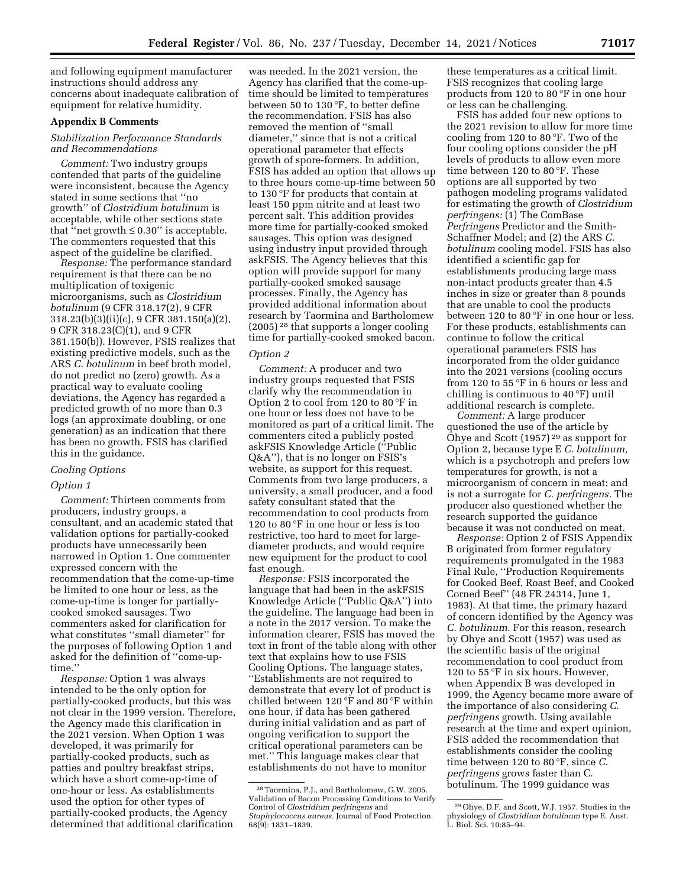and following equipment manufacturer instructions should address any concerns about inadequate calibration of equipment for relative humidity.

## Appendix B Comments

### *Stabilization Performance Standards and Recommendations*

*Comment:* Two industry groups contended that parts of the guideline were inconsistent, because the Agency stated in some sections that ''no growth'' of *Clostridium botulinum* is acceptable, while other sections state that ''net growth ≤ 0.30'' is acceptable. The commenters requested that this aspect of the guideline be clarified.

*Response:* The performance standard requirement is that there can be no multiplication of toxigenic microorganisms, such as *Clostridium botulinum* (9 CFR 318.17(2), 9 CFR 318.23(b)(3)(ii)(c), 9 CFR 381.150(a)(2), 9 CFR 318.23(C)(1), and 9 CFR 381.150(b)). However, FSIS realizes that existing predictive models, such as the ARS *C. botulinum* in beef broth model, do not predict no (zero) growth. As a practical way to evaluate cooling deviations, the Agency has regarded a predicted growth of no more than 0.3 logs (an approximate doubling, or one generation) as an indication that there has been no growth. FSIS has clarified this in the guidance.

### *Cooling Options*

#### *Option 1*

*Comment:* Thirteen comments from producers, industry groups, a consultant, and an academic stated that validation options for partially-cooked products have unnecessarily been narrowed in Option 1. One commenter expressed concern with the recommendation that the come-up-time be limited to one hour or less, as the come-up-time is longer for partially-cooked smoked sausages. Two commenters asked for clarification for what constitutes ''small diameter'' for the purposes of following Option 1 and asked for the definition of ''come-up-time.''

*Response:* Option 1 was always intended to be the only option for partially-cooked products, but this was not clear in the 1999 version. Therefore, the Agency made this clarification in the 2021 version. When Option 1 was developed, it was primarily for partially-cooked products, such as patties and poultry breakfast strips, which have a short come-up-time of one-hour or less. As establishments used the option for other types of partially-cooked products, the Agency determined that additional clarification was needed. In the 2021 version, the Agency has clarified that the come-up-time should be limited to temperatures between 50 to 130 °F, to better define the recommendation. FSIS has also removed the mention of ''small diameter,'' since that is not a critical operational parameter that effects growth of spore-formers. In addition, FSIS has added an option that allows up to three hours come-up-time between 50 to 130 °F for products that contain at least 150 ppm nitrite and at least two percent salt. This addition provides more time for partially-cooked smoked sausages. This option was designed using industry input provided through askFSIS. The Agency believes that this option will provide support for many partially-cooked smoked sausage processes. Finally, the Agency has provided additional information about research by Taormina and Bartholomew (2005) [28] that supports a longer cooling time for partially-cooked smoked bacon.

#### *Option 2*

*Comment:* A producer and two industry groups requested that FSIS clarify why the recommendation in Option 2 to cool from 120 to 80 °F in one hour or less does not have to be monitored as part of a critical limit. The commenters cited a publicly posted askFSIS Knowledge Article (''Public Q&A''), that is no longer on FSIS's website, as support for this request. Comments from two large producers, a university, a small producer, and a food safety consultant stated that the recommendation to cool products from 120 to 80 °F in one hour or less is too restrictive, too hard to meet for large-diameter products, and would require new equipment for the product to cool fast enough.

*Response:* FSIS incorporated the language that had been in the askFSIS Knowledge Article (''Public Q&A'') into the guideline. The language had been in a note in the 2017 version. To make the information clearer, FSIS has moved the text in front of the table along with other text that explains how to use FSIS Cooling Options. The language states, ''Establishments are not required to demonstrate that every lot of product is chilled between 120 °F and 80 °F within one hour, if data has been gathered during initial validation and as part of ongoing verification to support the critical operational parameters can be met.'' This language makes clear that establishments do not have to monitor these temperatures as a critical limit. FSIS recognizes that cooling large products from 120 to 80 °F in one hour or less can be challenging.

FSIS has added four new options to the 2021 revision to allow for more time cooling from 120 to 80 °F. Two of the four cooling options consider the pH levels of products to allow even more time between 120 to 80 °F. These options are all supported by two pathogen modeling programs validated for estimating the growth of *Clostridium perfringens:* (1) The ComBase *Perfringens* Predictor and the Smith-Schaffner Model; and (2) the ARS *C. botulinum* cooling model. FSIS has also identified a scientific gap for establishments producing large mass non-intact products greater than 4.5 inches in size or greater than 8 pounds that are unable to cool the products between 120 to 80 °F in one hour or less. For these products, establishments can continue to follow the critical operational parameters FSIS has incorporated from the older guidance into the 2021 versions (cooling occurs from 120 to 55 °F in 6 hours or less and chilling is continuous to 40 °F) until additional research is complete.

*Comment:* A large producer questioned the use of the article by Ohye and Scott (1957) [29] as support for Option 2, because type E *C. botulinum,* which is a psychotroph and prefers low temperatures for growth, is not a microorganism of concern in meat; and is not a surrogate for *C. perfringens.* The producer also questioned whether the research supported the guidance because it was not conducted on meat.

*Response:* Option 2 of FSIS Appendix B originated from former regulatory requirements promulgated in the 1983 Final Rule, ''Production Requirements for Cooked Beef, Roast Beef, and Cooked Corned Beef'' (48 FR 24314, June 1, 1983). At that time, the primary hazard of concern identified by the Agency was *C. botulinum.* For this reason, research by Ohye and Scott (1957) was used as the scientific basis of the original recommendation to cool product from 120 to 55 °F in six hours. However, when Appendix B was developed in 1999, the Agency became more aware of the importance of also considering *C. perfringens* growth. Using available research at the time and expert opinion, FSIS added the recommendation that establishments consider the cooling time between 120 to 80 °F, since *C. perfringens* grows faster than C. botulinum. The 1999 guidance was

---

[28] Taormina, P.J., and Bartholomew, G.W. 2005. Validation of Bacon Processing Conditions to Verify Control of *Clostridium perfringens* and *Staphylococcus aureus.* Journal of Food Protection. 68(9): 1831–1839.

[29] Ohye, D.F. and Scott, W.J. 1957. Studies in the physiology of *Clostridium botulinum* type E. Aust. L. Biol. Sci. 10:85–94.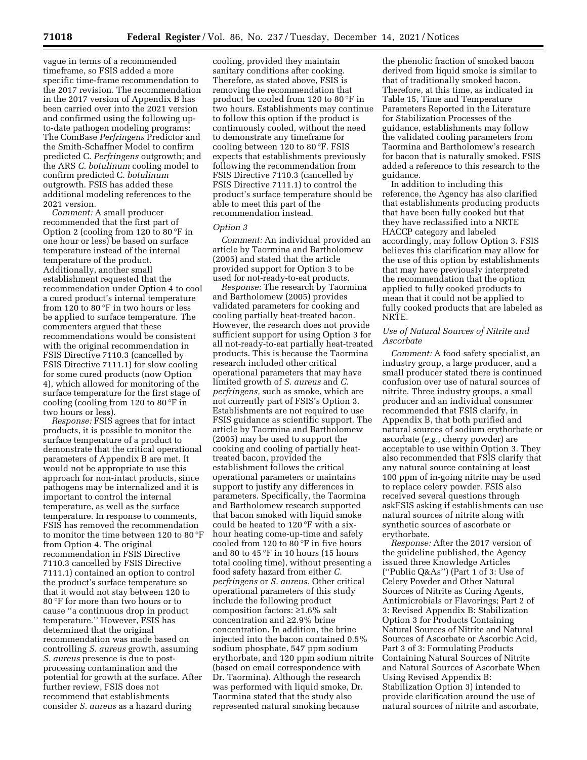vague in terms of a recommended timeframe, so FSIS added a more specific time-frame recommendation to the 2017 revision. The recommendation in the 2017 version of Appendix B has been carried over into the 2021 version and confirmed using the following up-to-date pathogen modeling programs: The ComBase *Perfringens* Predictor and the Smith-Schaffner Model to confirm predicted C. *Perfringens* outgrowth; and the ARS *C. botulinum* cooling model to confirm predicted C. *botulinum* outgrowth. FSIS has added these additional modeling references to the 2021 version.

*Comment:* A small producer recommended that the first part of Option 2 (cooling from 120 to 80 °F in one hour or less) be based on surface temperature instead of the internal temperature of the product. Additionally, another small establishment requested that the recommendation under Option 4 to cool a cured product's internal temperature from 120 to 80 °F in two hours or less be applied to surface temperature. The commenters argued that these recommendations would be consistent with the original recommendation in FSIS Directive 7110.3 (cancelled by FSIS Directive 7111.1) for slow cooling for some cured products (now Option 4), which allowed for monitoring of the surface temperature for the first stage of cooling (cooling from 120 to 80 °F in two hours or less).

*Response:* FSIS agrees that for intact products, it is possible to monitor the surface temperature of a product to demonstrate that the critical operational parameters of Appendix B are met. It would not be appropriate to use this approach for non-intact products, since pathogens may be internalized and it is important to control the internal temperature, as well as the surface temperature. In response to comments, FSIS has removed the recommendation to monitor the time between 120 to 80 °F from Option 4. The original recommendation in FSIS Directive 7110.3 cancelled by FSIS Directive 7111.1) contained an option to control the product's surface temperature so that it would not stay between 120 to 80 °F for more than two hours or to cause ''a continuous drop in product temperature.'' However, FSIS has determined that the original recommendation was made based on controlling *S. aureus* growth, assuming *S. aureus* presence is due to post-processing contamination and the potential for growth at the surface. After further review, FSIS does not recommend that establishments consider *S. aureus* as a hazard during cooling, provided they maintain sanitary conditions after cooking. Therefore, as stated above, FSIS is removing the recommendation that product be cooled from 120 to 80 °F in two hours. Establishments may continue to follow this option if the product is continuously cooled, without the need to demonstrate any timeframe for cooling between 120 to 80 °F. FSIS expects that establishments previously following the recommendation from FSIS Directive 7110.3 (cancelled by FSIS Directive 7111.1) to control the product's surface temperature should be able to meet this part of the recommendation instead.

*Option 3*

*Comment:* An individual provided an article by Taormina and Bartholomew (2005) and stated that the article provided support for Option 3 to be used for not-ready-to-eat products.

*Response:* The research by Taormina and Bartholomew (2005) provides validated parameters for cooking and cooling partially heat-treated bacon. However, the research does not provide sufficient support for using Option 3 for all not-ready-to-eat partially heat-treated products. This is because the Taormina research included other critical operational parameters that may have limited growth of *S. aureus* and *C. perfringens,* such as smoke, which are not currently part of FSIS's Option 3. Establishments are not required to use FSIS guidance as scientific support. The article by Taormina and Bartholomew (2005) may be used to support the cooking and cooling of partially heat-treated bacon, provided the establishment follows the critical operational parameters or maintains support to justify any differences in parameters. Specifically, the Taormina and Bartholomew research supported that bacon smoked with liquid smoke could be heated to 120 °F with a six-hour heating come-up-time and safely cooled from 120 to 80 °F in five hours and 80 to 45 °F in 10 hours (15 hours total cooling time), without presenting a food safety hazard from either *C. perfringens* or *S. aureus.* Other critical operational parameters of this study include the following product composition factors: ≥1.6% salt concentration and ≥2.9% brine concentration. In addition, the brine injected into the bacon contained 0.5% sodium phosphate, 547 ppm sodium erythorbate, and 120 ppm sodium nitrite (based on email correspondence with Dr. Taormina). Although the research was performed with liquid smoke, Dr. Taormina stated that the study also represented natural smoking because the phenolic fraction of smoked bacon derived from liquid smoke is similar to that of traditionally smoked bacon. Therefore, at this time, as indicated in Table 15, Time and Temperature Parameters Reported in the Literature for Stabilization Processes of the guidance, establishments may follow the validated cooling parameters from Taormina and Bartholomew's research for bacon that is naturally smoked. FSIS added a reference to this research to the guidance.

In addition to including this reference, the Agency has also clarified that establishments producing products that have been fully cooked but that they have reclassified into a NRTE HACCP category and labeled accordingly, may follow Option 3. FSIS believes this clarification may allow for the use of this option by establishments that may have previously interpreted the recommendation that the option applied to fully cooked products to mean that it could not be applied to fully cooked products that are labeled as NRTE.

*Use of Natural Sources of Nitrite and Ascorbate*

*Comment:* A food safety specialist, an industry group, a large producer, and a small producer stated there is continued confusion over use of natural sources of nitrite. Three industry groups, a small producer and an individual consumer recommended that FSIS clarify, in Appendix B, that both purified and natural sources of sodium erythorbate or ascorbate (*e.g.,* cherry powder) are acceptable to use within Option 3. They also recommended that FSIS clarify that any natural source containing at least 100 ppm of in-going nitrite may be used to replace celery powder. FSIS also received several questions through askFSIS asking if establishments can use natural sources of nitrite along with synthetic sources of ascorbate or erythorbate.

*Response:* After the 2017 version of the guideline published, the Agency issued three Knowledge Articles (''Public Q&As'') (Part 1 of 3: Use of Celery Powder and Other Natural Sources of Nitrite as Curing Agents, Antimicrobials or Flavorings; Part 2 of 3: Revised Appendix B: Stabilization Option 3 for Products Containing Natural Sources of Nitrite and Natural Sources of Ascorbate or Ascorbic Acid, Part 3 of 3: Formulating Products Containing Natural Sources of Nitrite and Natural Sources of Ascorbate When Using Revised Appendix B: Stabilization Option 3) intended to provide clarification around the use of natural sources of nitrite and ascorbate,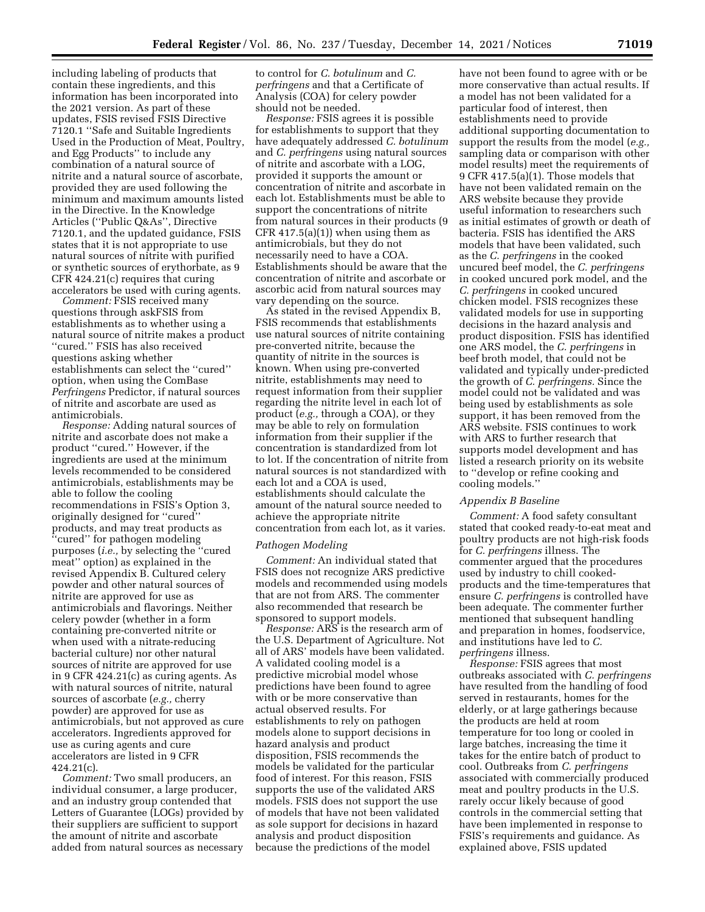including labeling of products that contain these ingredients, and this information has been incorporated into the 2021 version. As part of these updates, FSIS revised FSIS Directive 7120.1 ''Safe and Suitable Ingredients Used in the Production of Meat, Poultry, and Egg Products'' to include any combination of a natural source of nitrite and a natural source of ascorbate, provided they are used following the minimum and maximum amounts listed in the Directive. In the Knowledge Articles (''Public Q&As'', Directive 7120.1, and the updated guidance, FSIS states that it is not appropriate to use natural sources of nitrite with purified or synthetic sources of erythorbate, as 9 CFR 424.21(c) requires that curing accelerators be used with curing agents.

*Comment:* FSIS received many questions through askFSIS from establishments as to whether using a natural source of nitrite makes a product ''cured.'' FSIS has also received questions asking whether establishments can select the ''cured'' option, when using the ComBase *Perfringens* Predictor, if natural sources of nitrite and ascorbate are used as antimicrobials.

*Response:* Adding natural sources of nitrite and ascorbate does not make a product ''cured.'' However, if the ingredients are used at the minimum levels recommended to be considered antimicrobials, establishments may be able to follow the cooling recommendations in FSIS's Option 3, originally designed for ''cured'' products, and may treat products as ''cured'' for pathogen modeling purposes (*i.e.,* by selecting the ''cured meat'' option) as explained in the revised Appendix B. Cultured celery powder and other natural sources of nitrite are approved for use as antimicrobials and flavorings. Neither celery powder (whether in a form containing pre-converted nitrite or when used with a nitrate-reducing bacterial culture) nor other natural sources of nitrite are approved for use in 9 CFR 424.21(c) as curing agents. As with natural sources of nitrite, natural sources of ascorbate (*e.g.,* cherry powder) are approved for use as antimicrobials, but not approved as cure accelerators. Ingredients approved for use as curing agents and cure accelerators are listed in 9 CFR 424.21(c).

*Comment:* Two small producers, an individual consumer, a large producer, and an industry group contended that Letters of Guarantee (LOGs) provided by their suppliers are sufficient to support the amount of nitrite and ascorbate added from natural sources as necessary to control for *C. botulinum* and *C. perfringens* and that a Certificate of Analysis (COA) for celery powder should not be needed.

*Response:* FSIS agrees it is possible for establishments to support that they have adequately addressed *C. botulinum* and *C. perfringens* using natural sources of nitrite and ascorbate with a LOG, provided it supports the amount or concentration of nitrite and ascorbate in each lot. Establishments must be able to support the concentrations of nitrite from natural sources in their products (9 CFR 417.5(a)(1)) when using them as antimicrobials, but they do not necessarily need to have a COA. Establishments should be aware that the concentration of nitrite and ascorbate or ascorbic acid from natural sources may vary depending on the source.

As stated in the revised Appendix B, FSIS recommends that establishments use natural sources of nitrite containing pre-converted nitrite, because the quantity of nitrite in the sources is known. When using pre-converted nitrite, establishments may need to request information from their supplier regarding the nitrite level in each lot of product (*e.g.,* through a COA), or they may be able to rely on formulation information from their supplier if the concentration is standardized from lot to lot. If the concentration of nitrite from natural sources is not standardized with each lot and a COA is used, establishments should calculate the amount of the natural source needed to achieve the appropriate nitrite concentration from each lot, as it varies.

### Pathogen Modeling

*Comment:* An individual stated that FSIS does not recognize ARS predictive models and recommended using models that are not from ARS. The commenter also recommended that research be sponsored to support models.

*Response:* ARS is the research arm of the U.S. Department of Agriculture. Not all of ARS' models have been validated. A validated cooling model is a predictive microbial model whose predictions have been found to agree with or be more conservative than actual observed results. For establishments to rely on pathogen models alone to support decisions in hazard analysis and product disposition, FSIS recommends the models be validated for the particular food of interest. For this reason, FSIS supports the use of the validated ARS models. FSIS does not support the use of models that have not been validated as sole support for decisions in hazard analysis and product disposition because the predictions of the model have not been found to agree with or be more conservative than actual results. If a model has not been validated for a particular food of interest, then establishments need to provide additional supporting documentation to support the results from the model (*e.g.,* sampling data or comparison with other model results) meet the requirements of 9 CFR 417.5(a)(1). Those models that have not been validated remain on the ARS website because they provide useful information to researchers such as initial estimates of growth or death of bacteria. FSIS has identified the ARS models that have been validated, such as the *C. perfringens* in the cooked uncured beef model, the *C. perfringens* in cooked uncured pork model, and the *C. perfringens* in cooked uncured chicken model. FSIS recognizes these validated models for use in supporting decisions in the hazard analysis and product disposition. FSIS has identified one ARS model, the *C. perfringens* in beef broth model, that could not be validated and typically under-predicted the growth of *C. perfringens.* Since the model could not be validated and was being used by establishments as sole support, it has been removed from the ARS website. FSIS continues to work with ARS to further research that supports model development and has listed a research priority on its website to ''develop or refine cooking and cooling models.''

### Appendix B Baseline

*Comment:* A food safety consultant stated that cooked ready-to-eat meat and poultry products are not high-risk foods for *C. perfringens* illness. The commenter argued that the procedures used by industry to chill cooked-products and the time-temperatures that ensure *C. perfringens* is controlled have been adequate. The commenter further mentioned that subsequent handling and preparation in homes, foodservice, and institutions have led to *C. perfringens* illness.

*Response:* FSIS agrees that most outbreaks associated with *C. perfringens* have resulted from the handling of food served in restaurants, homes for the elderly, or at large gatherings because the products are held at room temperature for too long or cooled in large batches, increasing the time it takes for the entire batch of product to cool. Outbreaks from *C. perfringens* associated with commercially produced meat and poultry products in the U.S. rarely occur likely because of good controls in the commercial setting that have been implemented in response to FSIS's requirements and guidance. As explained above, FSIS updated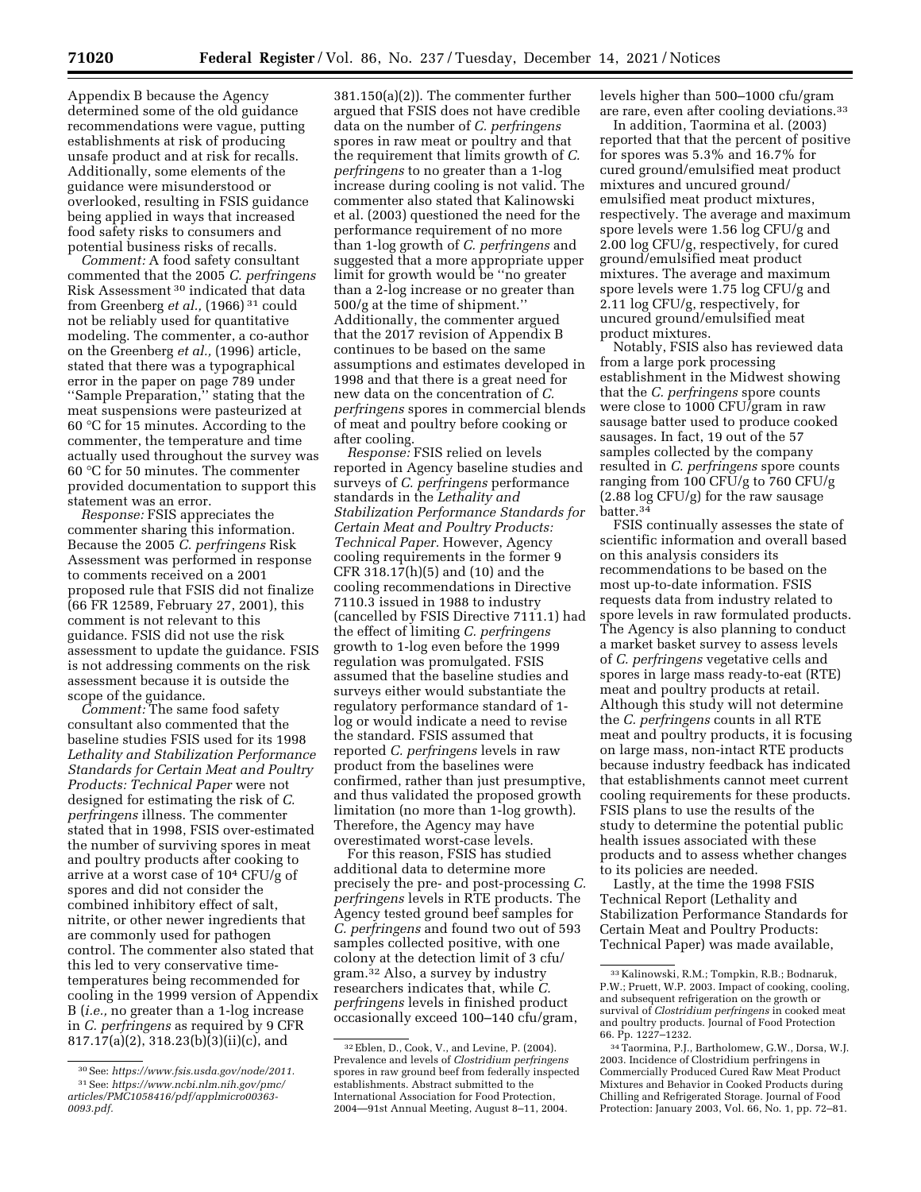Appendix B because the Agency determined some of the old guidance recommendations were vague, putting establishments at risk of producing unsafe product and at risk for recalls. Additionally, some elements of the guidance were misunderstood or overlooked, resulting in FSIS guidance being applied in ways that increased food safety risks to consumers and potential business risks of recalls.

*Comment:* A food safety consultant commented that the 2005 *C. perfringens* Risk Assessment [30] indicated that data from Greenberg *et al.,* (1966) [31] could not be reliably used for quantitative modeling. The commenter, a co-author on the Greenberg *et al.,* (1996) article, stated that there was a typographical error in the paper on page 789 under ''Sample Preparation,'' stating that the meat suspensions were pasteurized at 60 °C for 15 minutes. According to the commenter, the temperature and time actually used throughout the survey was 60 °C for 50 minutes. The commenter provided documentation to support this statement was an error.

*Response:* FSIS appreciates the commenter sharing this information. Because the 2005 *C. perfringens* Risk Assessment was performed in response to comments received on a 2001 proposed rule that FSIS did not finalize (66 FR 12589, February 27, 2001), this comment is not relevant to this guidance. FSIS did not use the risk assessment to update the guidance. FSIS is not addressing comments on the risk assessment because it is outside the scope of the guidance.

*Comment:* The same food safety consultant also commented that the baseline studies FSIS used for its 1998 *Lethality and Stabilization Performance Standards for Certain Meat and Poultry Products: Technical Paper* were not designed for estimating the risk of *C. perfringens* illness. The commenter stated that in 1998, FSIS over-estimated the number of surviving spores in meat and poultry products after cooking to arrive at a worst case of $10^4$ CFU/g of spores and did not consider the combined inhibitory effect of salt, nitrite, or other newer ingredients that are commonly used for pathogen control. The commenter also stated that this led to very conservative time-temperatures being recommended for cooling in the 1999 version of Appendix B (*i.e.,* no greater than a 1-log increase in *C. perfringens* as required by 9 CFR 817.17(a)(2), 318.23(b)(3)(ii)(c), and 381.150(a)(2)). The commenter further argued that FSIS does not have credible data on the number of *C. perfringens* spores in raw meat or poultry and that the requirement that limits growth of *C. perfringens* to no greater than a 1-log increase during cooling is not valid. The commenter also stated that Kalinowski et al. (2003) questioned the need for the performance requirement of no more than 1-log growth of *C. perfringens* and suggested that a more appropriate upper limit for growth would be ''no greater than a 2-log increase or no greater than 500/g at the time of shipment.'' Additionally, the commenter argued that the 2017 revision of Appendix B continues to be based on the same assumptions and estimates developed in 1998 and that there is a great need for new data on the concentration of *C. perfringens* spores in commercial blends of meat and poultry before cooking or after cooling.

*Response:* FSIS relied on levels reported in Agency baseline studies and surveys of *C. perfringens* performance standards in the *Lethality and Stabilization Performance Standards for Certain Meat and Poultry Products: Technical Paper.* However, Agency cooling requirements in the former 9 CFR 318.17(h)(5) and (10) and the cooling recommendations in Directive 7110.3 issued in 1988 to industry (cancelled by FSIS Directive 7111.1) had the effect of limiting *C. perfringens* growth to 1-log even before the 1999 regulation was promulgated. FSIS assumed that the baseline studies and surveys either would substantiate the regulatory performance standard of 1-log or would indicate a need to revise the standard. FSIS assumed that reported *C. perfringens* levels in raw product from the baselines were confirmed, rather than just presumptive, and thus validated the proposed growth limitation (no more than 1-log growth). Therefore, the Agency may have overestimated worst-case levels.

For this reason, FSIS has studied additional data to determine more precisely the pre- and post-processing *C. perfringens* levels in RTE products. The Agency tested ground beef samples for *C. perfringens* and found two out of 593 samples collected positive, with one colony at the detection limit of 3 cfu/gram.[32] Also, a survey by industry researchers indicates that, while *C. perfringens* levels in finished product occasionally exceed 100–140 cfu/gram, levels higher than 500–1000 cfu/gram are rare, even after cooling deviations.[33]

In addition, Taormina et al. (2003) reported that that the percent of positive for spores was 5.3% and 16.7% for cured ground/emulsified meat product mixtures and uncured ground/emulsified meat product mixtures, respectively. The average and maximum spore levels were 1.56 log CFU/g and 2.00 log CFU/g, respectively, for cured ground/emulsified meat product mixtures. The average and maximum spore levels were 1.75 log CFU/g and 2.11 log CFU/g, respectively, for uncured ground/emulsified meat product mixtures.

Notably, FSIS also has reviewed data from a large pork processing establishment in the Midwest showing that the *C. perfringens* spore counts were close to 1000 CFU/gram in raw sausage batter used to produce cooked sausages. In fact, 19 out of the 57 samples collected by the company resulted in *C. perfringens* spore counts ranging from 100 CFU/g to 760 CFU/g (2.88 log CFU/g) for the raw sausage batter.[34]

FSIS continually assesses the state of scientific information and overall based on this analysis considers its recommendations to be based on the most up-to-date information. FSIS requests data from industry related to spore levels in raw formulated products. The Agency is also planning to conduct a market basket survey to assess levels of *C. perfringens* vegetative cells and spores in large mass ready-to-eat (RTE) meat and poultry products at retail. Although this study will not determine the *C. perfringens* counts in all RTE meat and poultry products, it is focusing on large mass, non-intact RTE products because industry feedback has indicated that establishments cannot meet current cooling requirements for these products. FSIS plans to use the results of the study to determine the potential public health issues associated with these products and to assess whether changes to its policies are needed.

Lastly, at the time the 1998 FSIS Technical Report (Lethality and Stabilization Performance Standards for Certain Meat and Poultry Products: Technical Paper) was made available,

---

[30] See: *https://www.fsis.usda.gov/node/2011.*

[31] See: *https://www.ncbi.nlm.nih.gov/pmc/articles/PMC1058416/pdf/applmicro00363-0093.pdf.*

[32] Eblen, D., Cook, V., and Levine, P. (2004). Prevalence and levels of *Clostridium perfringens* spores in raw ground beef from federally inspected establishments. Abstract submitted to the International Association for Food Protection, 2004—91st Annual Meeting, August 8–11, 2004.

[33] Kalinowski, R.M.; Tompkin, R.B.; Bodnaruk, P.W.; Pruett, W.P. 2003. Impact of cooking, cooling, and subsequent refrigeration on the growth or survival of *Clostridium perfringens* in cooked meat and poultry products. Journal of Food Protection 66. Pp. 1227–1232.

[34] Taormina, P.J., Bartholomew, G.W., Dorsa, W.J. 2003. Incidence of Clostridium perfringens in Commercially Produced Cured Raw Meat Product Mixtures and Behavior in Cooked Products during Chilling and Refrigerated Storage. Journal of Food Protection: January 2003, Vol. 66, No. 1, pp. 72–81.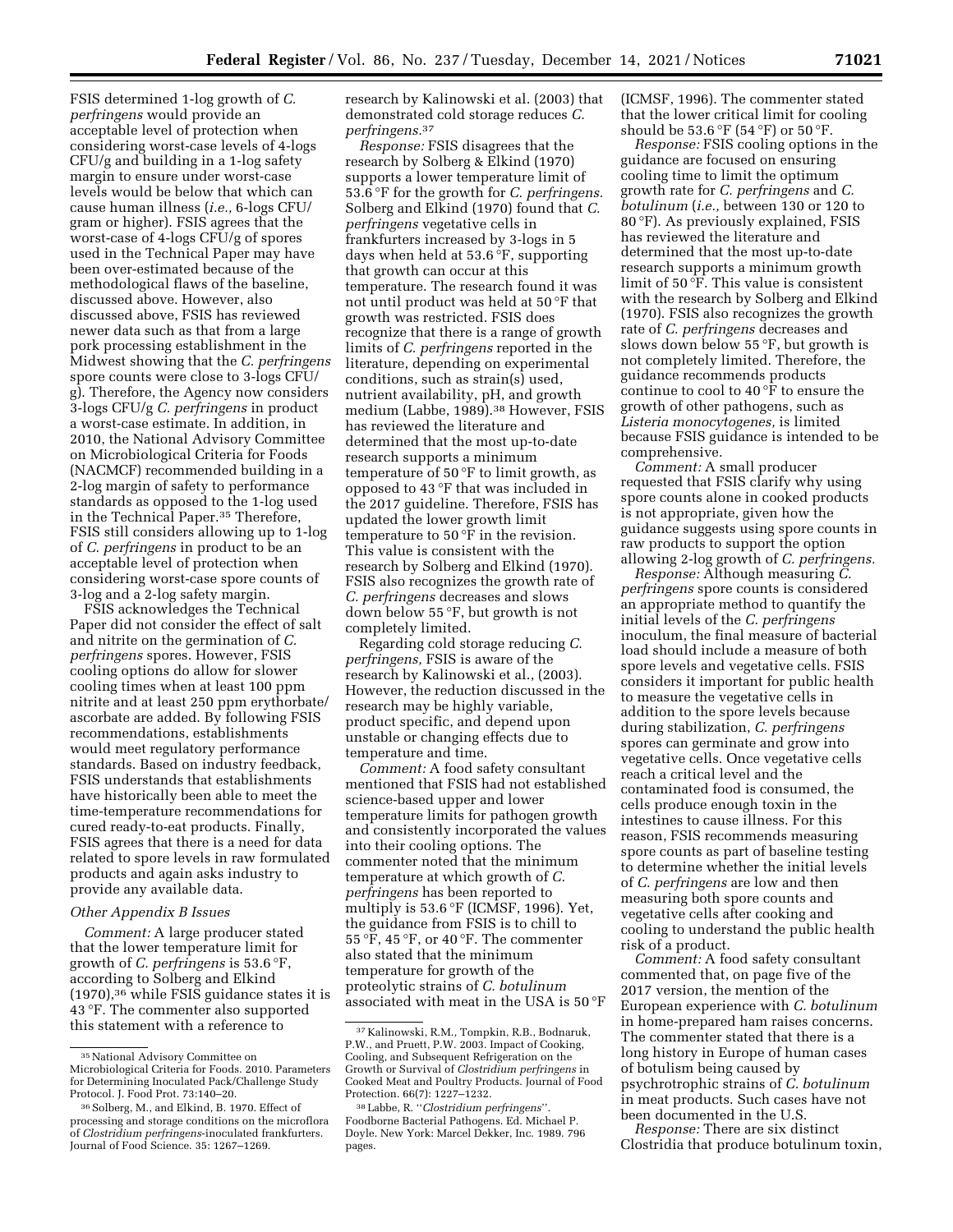FSIS determined 1-log growth of *C. perfringens* would provide an acceptable level of protection when considering worst-case levels of 4-logs CFU/g and building in a 1-log safety margin to ensure under worst-case levels would be below that which can cause human illness (*i.e.,* 6-logs CFU/gram or higher). FSIS agrees that the worst-case of 4-logs CFU/g of spores used in the Technical Paper may have been over-estimated because of the methodological flaws of the baseline, discussed above. However, also discussed above, FSIS has reviewed newer data such as that from a large pork processing establishment in the Midwest showing that the *C. perfringens* spore counts were close to 3-logs CFU/g). Therefore, the Agency now considers 3-logs CFU/g *C. perfringens* in product a worst-case estimate. In addition, in 2010, the National Advisory Committee on Microbiological Criteria for Foods (NACMCF) recommended building in a 2-log margin of safety to performance standards as opposed to the 1-log used in the Technical Paper.[35] Therefore, FSIS still considers allowing up to 1-log of *C. perfringens* in product to be an acceptable level of protection when considering worst-case spore counts of 3-log and a 2-log safety margin.

FSIS acknowledges the Technical Paper did not consider the effect of salt and nitrite on the germination of *C. perfringens* spores. However, FSIS cooling options do allow for slower cooling times when at least 100 ppm nitrite and at least 250 ppm erythorbate/ascorbate are added. By following FSIS recommendations, establishments would meet regulatory performance standards. Based on industry feedback, FSIS understands that establishments have historically been able to meet the time-temperature recommendations for cured ready-to-eat products. Finally, FSIS agrees that there is a need for data related to spore levels in raw formulated products and again asks industry to provide any available data.

### Other Appendix B Issues

*Comment:* A large producer stated that the lower temperature limit for growth of *C. perfringens* is 53.6 °F, according to Solberg and Elkind (1970),[36] while FSIS guidance states it is 43 °F. The commenter also supported this statement with a reference to research by Kalinowski et al. (2003) that demonstrated cold storage reduces *C. perfringens.*[37]

*Response:* FSIS disagrees that the research by Solberg & Elkind (1970) supports a lower temperature limit of 53.6 °F for the growth for *C. perfringens.* Solberg and Elkind (1970) found that *C. perfringens* vegetative cells in frankfurters increased by 3-logs in 5 days when held at 53.6 °F, supporting that growth can occur at this temperature. The research found it was not until product was held at 50 °F that growth was restricted. FSIS does recognize that there is a range of growth limits of *C. perfringens* reported in the literature, depending on experimental conditions, such as strain(s) used, nutrient availability, pH, and growth medium (Labbe, 1989).[38] However, FSIS has reviewed the literature and determined that the most up-to-date research supports a minimum temperature of 50 °F to limit growth, as opposed to 43 °F that was included in the 2017 guideline. Therefore, FSIS has updated the lower growth limit temperature to 50 °F in the revision. This value is consistent with the research by Solberg and Elkind (1970). FSIS also recognizes the growth rate of *C. perfringens* decreases and slows down below 55 °F, but growth is not completely limited.

Regarding cold storage reducing *C. perfringens,* FSIS is aware of the research by Kalinowski et al., (2003). However, the reduction discussed in the research may be highly variable, product specific, and depend upon unstable or changing effects due to temperature and time.

*Comment:* A food safety consultant mentioned that FSIS had not established science-based upper and lower temperature limits for pathogen growth and consistently incorporated the values into their cooling options. The commenter noted that the minimum temperature at which growth of *C. perfringens* has been reported to multiply is 53.6 °F (ICMSF, 1996). Yet, the guidance from FSIS is to chill to 55 °F, 45 °F, or 40 °F. The commenter also stated that the minimum temperature for growth of the proteolytic strains of *C. botulinum* associated with meat in the USA is 50 °F (ICMSF, 1996). The commenter stated that the lower critical limit for cooling should be 53.6 °F (54 °F) or 50 °F.

*Response:* FSIS cooling options in the guidance are focused on ensuring cooling time to limit the optimum growth rate for *C. perfringens* and *C. botulinum* (*i.e.,* between 130 or 120 to 80 °F). As previously explained, FSIS has reviewed the literature and determined that the most up-to-date research supports a minimum growth limit of 50 °F. This value is consistent with the research by Solberg and Elkind (1970). FSIS also recognizes the growth rate of *C. perfringens* decreases and slows down below 55 °F, but growth is not completely limited. Therefore, the guidance recommends products continue to cool to 40 °F to ensure the growth of other pathogens, such as *Listeria monocytogenes,* is limited because FSIS guidance is intended to be comprehensive.

*Comment:* A small producer requested that FSIS clarify why using spore counts alone in cooked products is not appropriate, given how the guidance suggests using spore counts in raw products to support the option allowing 2-log growth of *C. perfringens.*

*Response:* Although measuring *C. perfringens* spore counts is considered an appropriate method to quantify the initial levels of the *C. perfringens* inoculum, the final measure of bacterial load should include a measure of both spore levels and vegetative cells. FSIS considers it important for public health to measure the vegetative cells in addition to the spore levels because during stabilization, *C. perfringens* spores can germinate and grow into vegetative cells. Once vegetative cells reach a critical level and the contaminated food is consumed, the cells produce enough toxin in the intestines to cause illness. For this reason, FSIS recommends measuring spore counts as part of baseline testing to determine whether the initial levels of *C. perfringens* are low and then measuring both spore counts and vegetative cells after cooking and cooling to understand the public health risk of a product.

*Comment:* A food safety consultant commented that, on page five of the 2017 version, the mention of the European experience with *C. botulinum* in home-prepared ham raises concerns. The commenter stated that there is a long history in Europe of human cases of botulism being caused by psychrotrophic strains of *C. botulinum* in meat products. Such cases have not been documented in the U.S.

*Response:* There are six distinct Clostridia that produce botulinum toxin,

[35] National Advisory Committee on Microbiological Criteria for Foods. 2010. Parameters for Determining Inoculated Pack/Challenge Study Protocol. J. Food Prot. 73:140–20.

[36] Solberg, M., and Elkind, B. 1970. Effect of processing and storage conditions on the microflora of *Clostridium perfringens*-inoculated frankfurters. Journal of Food Science. 35: 1267–1269.

[37] Kalinowski, R.M., Tompkin, R.B., Bodnaruk, P.W., and Pruett, P.W. 2003. Impact of Cooking, Cooling, and Subsequent Refrigeration on the Growth or Survival of *Clostridium perfringens* in Cooked Meat and Poultry Products. Journal of Food Protection. 66(7): 1227–1232.

[38] Labbe, R. ''*Clostridium perfringens*''. Foodborne Bacterial Pathogens. Ed. Michael P. Doyle. New York: Marcel Dekker, Inc. 1989. 796 pages.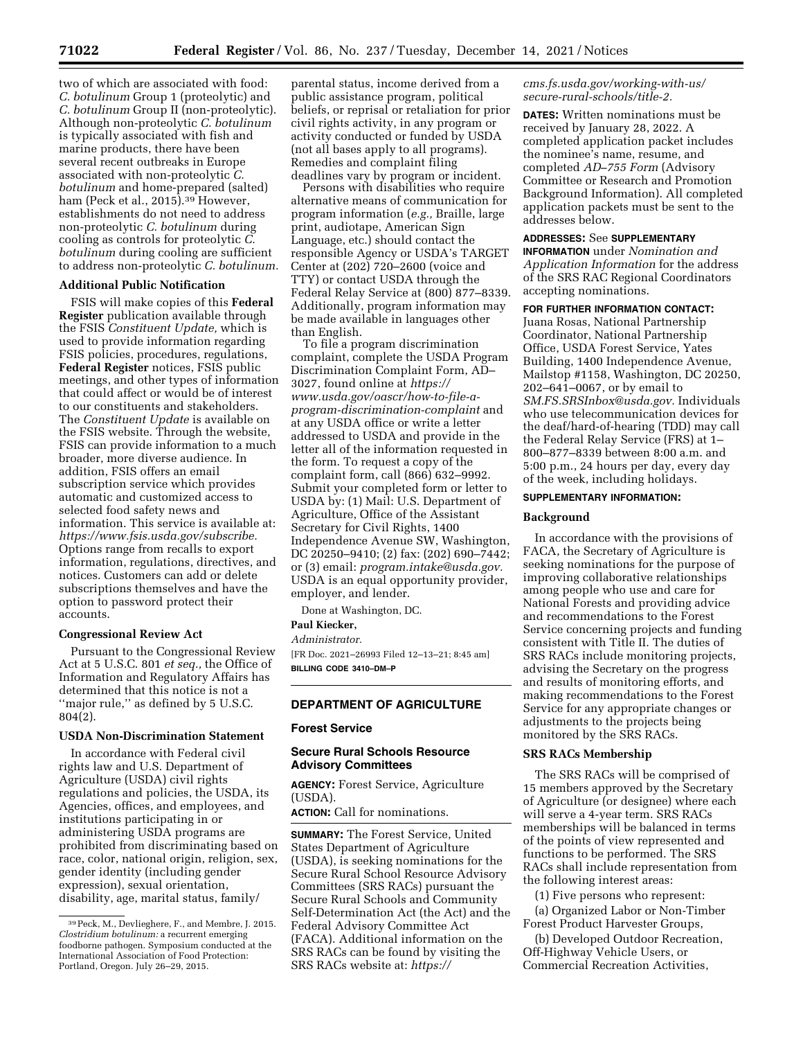two of which are associated with food: *C. botulinum* Group 1 (proteolytic) and *C. botulinum* Group II (non-proteolytic). Although non-proteolytic *C. botulinum* is typically associated with fish and marine products, there have been several recent outbreaks in Europe associated with non-proteolytic *C. botulinum* and home-prepared (salted) ham (Peck et al., 2015).[39] However, establishments do not need to address non-proteolytic *C. botulinum* during cooling as controls for proteolytic *C. botulinum* during cooling are sufficient to address non-proteolytic *C. botulinum.*

### Additional Public Notification

FSIS will make copies of this **Federal Register** publication available through the FSIS *Constituent Update,* which is used to provide information regarding FSIS policies, procedures, regulations, **Federal Register** notices, FSIS public meetings, and other types of information that could affect or would be of interest to our constituents and stakeholders. The *Constituent Update* is available on the FSIS website. Through the website, FSIS can provide information to a much broader, more diverse audience. In addition, FSIS offers an email subscription service which provides automatic and customized access to selected food safety news and information. This service is available at: *https://www.fsis.usda.gov/subscribe.* Options range from recalls to export information, regulations, directives, and notices. Customers can add or delete subscriptions themselves and have the option to password protect their accounts.

### Congressional Review Act

Pursuant to the Congressional Review Act at 5 U.S.C. 801 *et seq.,* the Office of Information and Regulatory Affairs has determined that this notice is not a ''major rule,'' as defined by 5 U.S.C. 804(2).

### USDA Non-Discrimination Statement

In accordance with Federal civil rights law and U.S. Department of Agriculture (USDA) civil rights regulations and policies, the USDA, its Agencies, offices, and employees, and institutions participating in or administering USDA programs are prohibited from discriminating based on race, color, national origin, religion, sex, gender identity (including gender expression), sexual orientation, disability, age, marital status, family/parental status, income derived from a public assistance program, political beliefs, or reprisal or retaliation for prior civil rights activity, in any program or activity conducted or funded by USDA (not all bases apply to all programs). Remedies and complaint filing deadlines vary by program or incident.

Persons with disabilities who require alternative means of communication for program information (*e.g.,* Braille, large print, audiotape, American Sign Language, etc.) should contact the responsible Agency or USDA's TARGET Center at (202) 720–2600 (voice and TTY) or contact USDA through the Federal Relay Service at (800) 877–8339. Additionally, program information may be made available in languages other than English.

To file a program discrimination complaint, complete the USDA Program Discrimination Complaint Form, AD–3027, found online at *https://www.usda.gov/oascr/how-to-file-a-program-discrimination-complaint* and at any USDA office or write a letter addressed to USDA and provide in the letter all of the information requested in the form. To request a copy of the complaint form, call (866) 632–9992. Submit your completed form or letter to USDA by: (1) Mail: U.S. Department of Agriculture, Office of the Assistant Secretary for Civil Rights, 1400 Independence Avenue SW, Washington, DC 20250–9410; (2) fax: (202) 690–7442; or (3) email: *program.intake@usda.gov.* USDA is an equal opportunity provider, employer, and lender.

Done at Washington, DC.

**Paul Kiecker,**

*Administrator.*

[FR Doc. 2021–26993 Filed 12–13–21; 8:45 am]

**BILLING CODE 3410–DM–P**

---

[39] Peck, M., Devlieghere, F., and Membre, J. 2015. *Clostridium botulinum:* a recurrent emerging foodborne pathogen. Symposium conducted at the International Association of Food Protection: Portland, Oregon. July 26–29, 2015.

---

## DEPARTMENT OF AGRICULTURE

### Forest Service

### Secure Rural Schools Resource Advisory Committees

**AGENCY:** Forest Service, Agriculture (USDA).

**ACTION:** Call for nominations.

**SUMMARY:** The Forest Service, United States Department of Agriculture (USDA), is seeking nominations for the Secure Rural School Resource Advisory Committees (SRS RACs) pursuant the Secure Rural Schools and Community Self-Determination Act (the Act) and the Federal Advisory Committee Act (FACA). Additional information on the SRS RACs can be found by visiting the SRS RACs website at: *https://cms.fs.usda.gov/working-with-us/secure-rural-schools/title-2.*

**DATES:** Written nominations must be received by January 28, 2022. A completed application packet includes the nominee's name, resume, and completed *AD–755 Form* (Advisory Committee or Research and Promotion Background Information). All completed application packets must be sent to the addresses below.

**ADDRESSES:** See **SUPPLEMENTARY INFORMATION** under *Nomination and Application Information* for the address of the SRS RAC Regional Coordinators accepting nominations.

**FOR FURTHER INFORMATION CONTACT:** Juana Rosas, National Partnership Coordinator, National Partnership Office, USDA Forest Service, Yates Building, 1400 Independence Avenue, Mailstop #1158, Washington, DC 20250, 202–641–0067, or by email to *SM.FS.SRSInbox@usda.gov.* Individuals who use telecommunication devices for the deaf/hard-of-hearing (TDD) may call the Federal Relay Service (FRS) at 1–800–877–8339 between 8:00 a.m. and 5:00 p.m., 24 hours per day, every day of the week, including holidays.

**SUPPLEMENTARY INFORMATION:**

### Background

In accordance with the provisions of FACA, the Secretary of Agriculture is seeking nominations for the purpose of improving collaborative relationships among people who use and care for National Forests and providing advice and recommendations to the Forest Service concerning projects and funding consistent with Title II. The duties of SRS RACs include monitoring projects, advising the Secretary on the progress and results of monitoring efforts, and making recommendations to the Forest Service for any appropriate changes or adjustments to the projects being monitored by the SRS RACs.

### SRS RACs Membership

The SRS RACs will be comprised of 15 members approved by the Secretary of Agriculture (or designee) where each will serve a 4-year term. SRS RACs memberships will be balanced in terms of the points of view represented and functions to be performed. The SRS RACs shall include representation from the following interest areas:

(1) Five persons who represent:

(a) Organized Labor or Non-Timber Forest Product Harvester Groups,

(b) Developed Outdoor Recreation, Off-Highway Vehicle Users, or Commercial Recreation Activities,